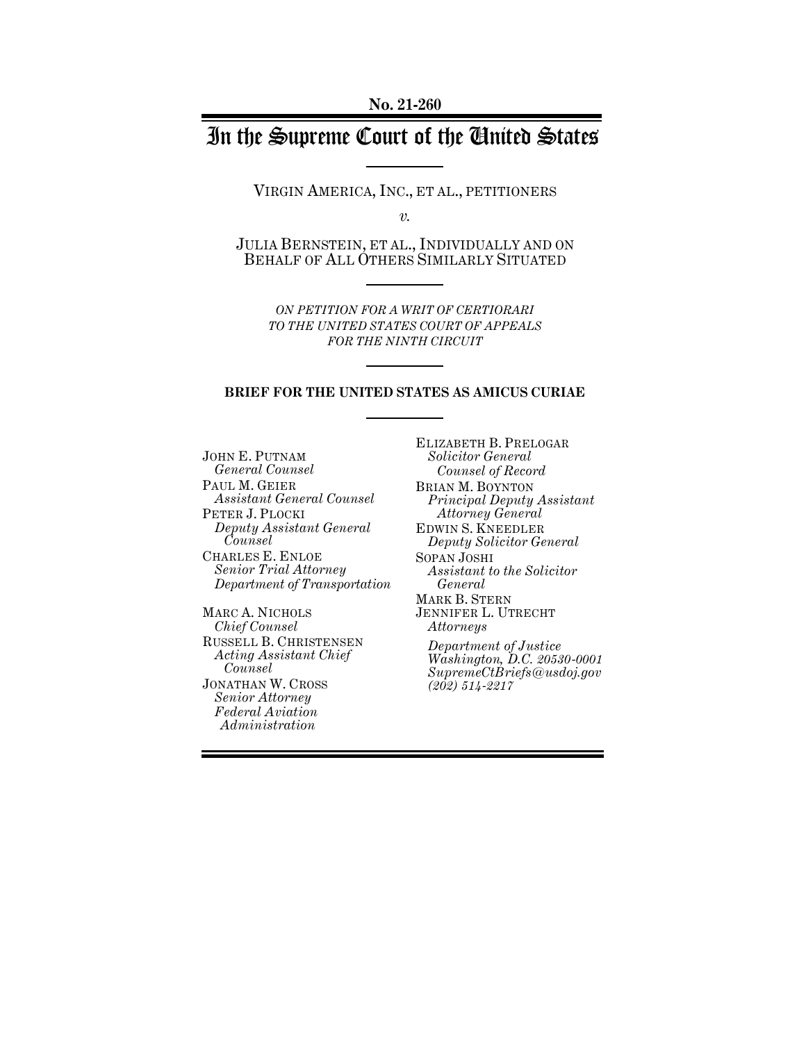No. 21-260

# In the Supreme Court of the United States

VIRGIN AMERICA, INC., ET AL., PETITIONERS

*v.*

JULIA BERNSTEIN, ET AL., INDIVIDUALLY AND ON BEHALF OF ALL OTHERS SIMILARLY SITUATED

*ON PETITION FOR A WRIT OF CERTIORARI TO THE UNITED STATES COURT OF APPEALS FOR THE NINTH CIRCUIT*

**BRIEF FOR THE UNITED STATES AS AMICUS CURIAE**

JOHN E. PUTNAM
*General Counsel*
PAUL M. GEIER
*Assistant General Counsel*
PETER J. PLOCKI
*Deputy Assistant General Counsel*
CHARLES E. ENLOE
*Senior Trial Attorney*
*Department of Transportation*

MARC A. NICHOLS
*Chief Counsel*
RUSSELL B. CHRISTENSEN
*Acting Assistant Chief Counsel*
JONATHAN W. CROSS
*Senior Attorney*
*Federal Aviation Administration*

ELIZABETH B. PRELOGAR
*Solicitor General*
*Counsel of Record*
BRIAN M. BOYNTON
*Principal Deputy Assistant Attorney General*
EDWIN S. KNEEDLER
*Deputy Solicitor General*
SOPAN JOSHI
*Assistant to the Solicitor General*
MARK B. STERN
JENNIFER L. UTRECHT
*Attorneys*

*Department of Justice*
*Washington, D.C. 20530-0001*
*SupremeCtBriefs@usdoj.gov*
*(202) 514-2217*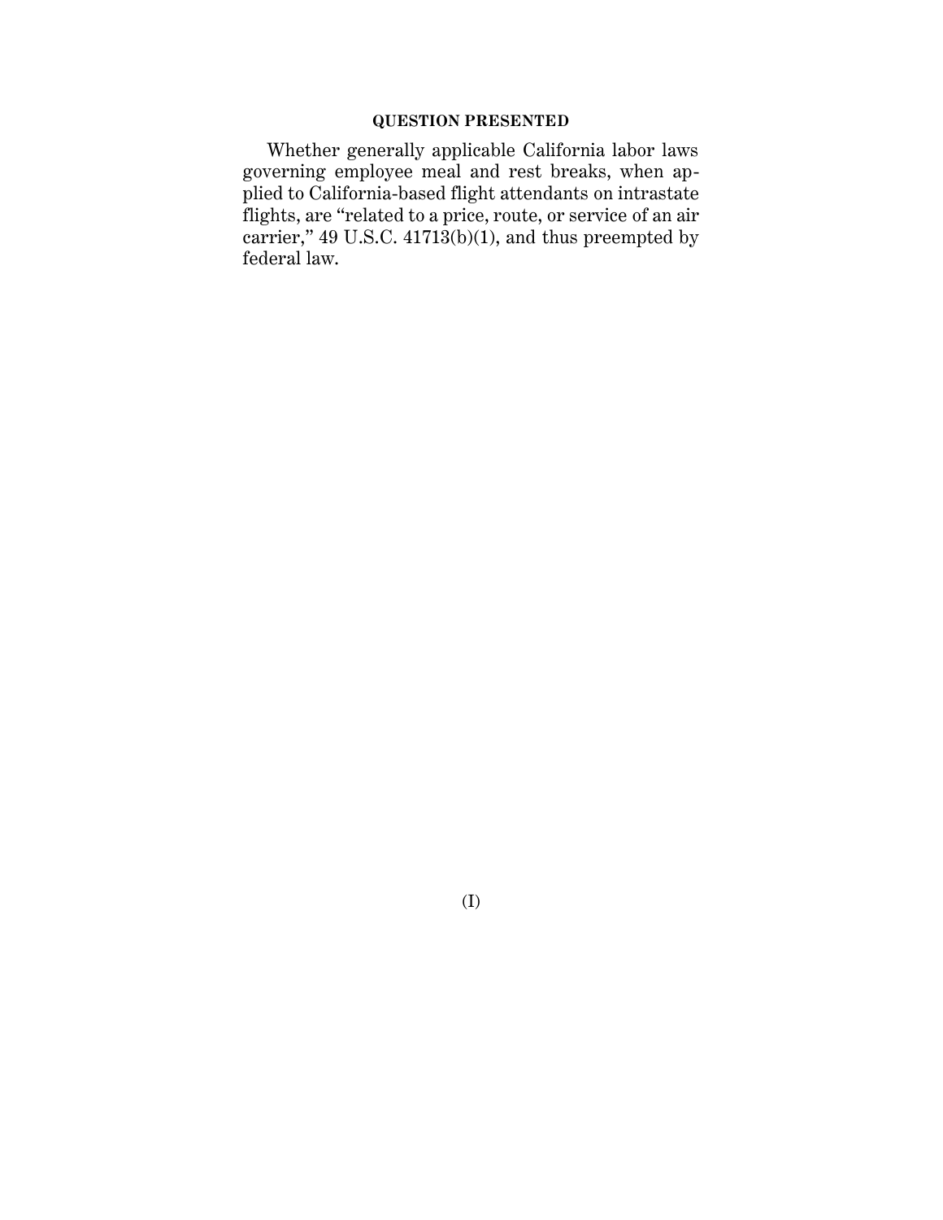## QUESTION PRESENTED

Whether generally applicable California labor laws governing employee meal and rest breaks, when applied to California-based flight attendants on intrastate flights, are "related to a price, route, or service of an air carrier," 49 U.S.C. 41713(b)(1), and thus preempted by federal law.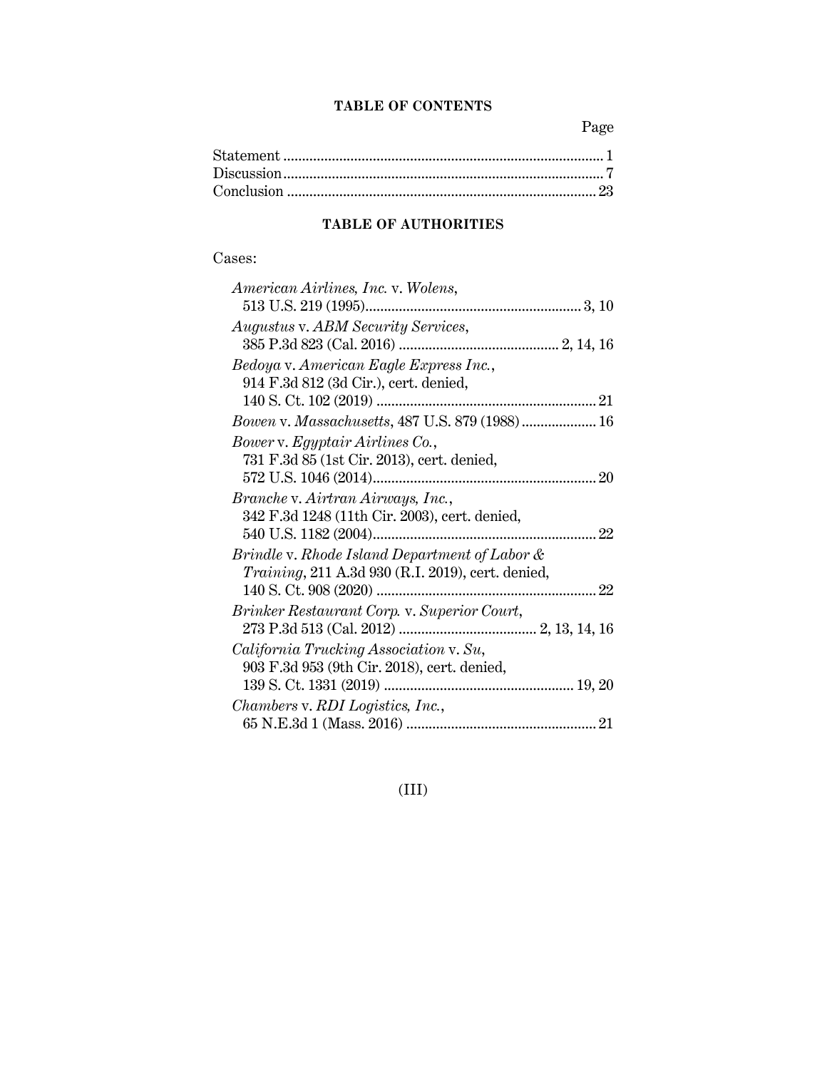## TABLE OF CONTENTS

| | Page |
|---|---|
| Statement | 1 |
| Discussion | 7 |
| Conclusion | 23 |

## TABLE OF AUTHORITIES

Cases:

| | |
|---|---|
| *American Airlines, Inc.* v. *Wolens*, 513 U.S. 219 (1995) | 3, 10 |
| *Augustus* v. *ABM Security Services*, 385 P.3d 823 (Cal. 2016) | 2, 14, 16 |
| *Bedoya* v. *American Eagle Express Inc.*, 914 F.3d 812 (3d Cir.), cert. denied, 140 S. Ct. 102 (2019) | 21 |
| *Bowen* v. *Massachusetts*, 487 U.S. 879 (1988) | 16 |
| *Bower* v. *Egyptair Airlines Co.*, 731 F.3d 85 (1st Cir. 2013), cert. denied, 572 U.S. 1046 (2014) | 20 |
| *Branche* v. *Airtran Airways, Inc.*, 342 F.3d 1248 (11th Cir. 2003), cert. denied, 540 U.S. 1182 (2004) | 22 |
| *Brindle* v. *Rhode Island Department of Labor & Training*, 211 A.3d 930 (R.I. 2019), cert. denied, 140 S. Ct. 908 (2020) | 22 |
| *Brinker Restaurant Corp.* v. *Superior Court*, 273 P.3d 513 (Cal. 2012) | 2, 13, 14, 16 |
| *California Trucking Association* v. *Su*, 903 F.3d 953 (9th Cir. 2018), cert. denied, 139 S. Ct. 1331 (2019) | 19, 20 |
| *Chambers* v. *RDI Logistics, Inc.*, 65 N.E.3d 1 (Mass. 2016) | 21 |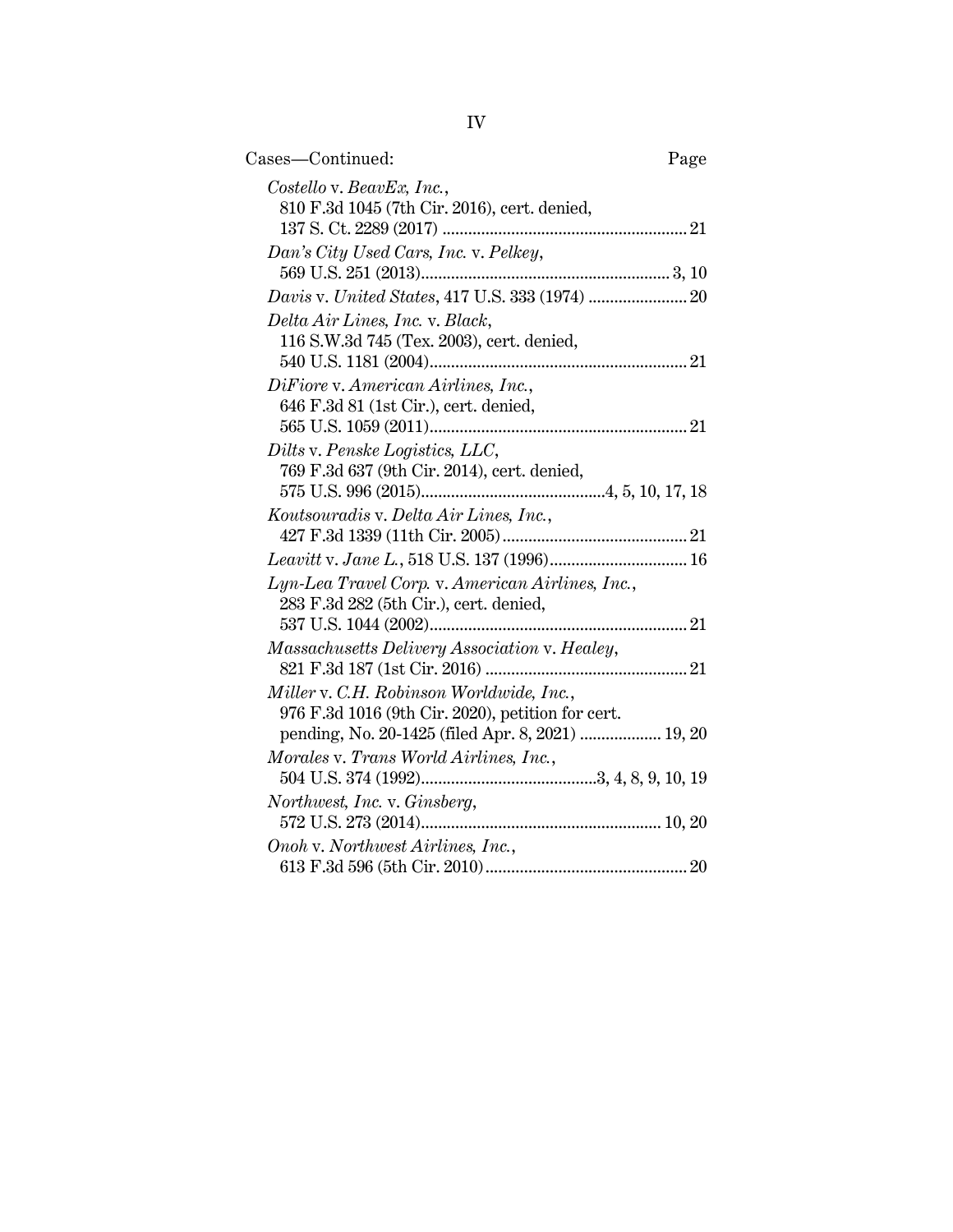Cases—Continued: Page

*Costello* v. *BeavEx, Inc.*, 810 F.3d 1045 (7th Cir. 2016), cert. denied, 137 S. Ct. 2289 (2017) ........................................................ 21

*Dan's City Used Cars, Inc.* v. *Pelkey*, 569 U.S. 251 (2013)......................................................... 3, 10

*Davis* v. *United States*, 417 U.S. 333 (1974) ...................... 20

*Delta Air Lines, Inc.* v. *Black*, 116 S.W.3d 745 (Tex. 2003), cert. denied, 540 U.S. 1181 (2004)........................................................... 21

*DiFiore* v. *American Airlines, Inc.*, 646 F.3d 81 (1st Cir.), cert. denied, 565 U.S. 1059 (2011)........................................................... 21

*Dilts* v. *Penske Logistics, LLC*, 769 F.3d 637 (9th Cir. 2014), cert. denied, 575 U.S. 996 (2015)..........................................4, 5, 10, 17, 18

*Koutsouradis* v. *Delta Air Lines, Inc.*, 427 F.3d 1339 (11th Cir. 2005)........................................... 21

*Leavitt* v. *Jane L.*, 518 U.S. 137 (1996)................................ 16

*Lyn-Lea Travel Corp.* v. *American Airlines, Inc.*, 283 F.3d 282 (5th Cir.), cert. denied, 537 U.S. 1044 (2002)........................................................... 21

*Massachusetts Delivery Association* v. *Healey*, 821 F.3d 187 (1st Cir. 2016) .............................................. 21

*Miller* v. *C.H. Robinson Worldwide, Inc.*, 976 F.3d 1016 (9th Cir. 2020), petition for cert. pending, No. 20-1425 (filed Apr. 8, 2021) .................. 19, 20

*Morales* v. *Trans World Airlines, Inc.*, 504 U.S. 374 (1992).........................................3, 4, 8, 9, 10, 19

*Northwest, Inc.* v. *Ginsberg*, 572 U.S. 273 (2014)....................................................... 10, 20

*Onoh* v. *Northwest Airlines, Inc.*, 613 F.3d 596 (5th Cir. 2010)............................................... 20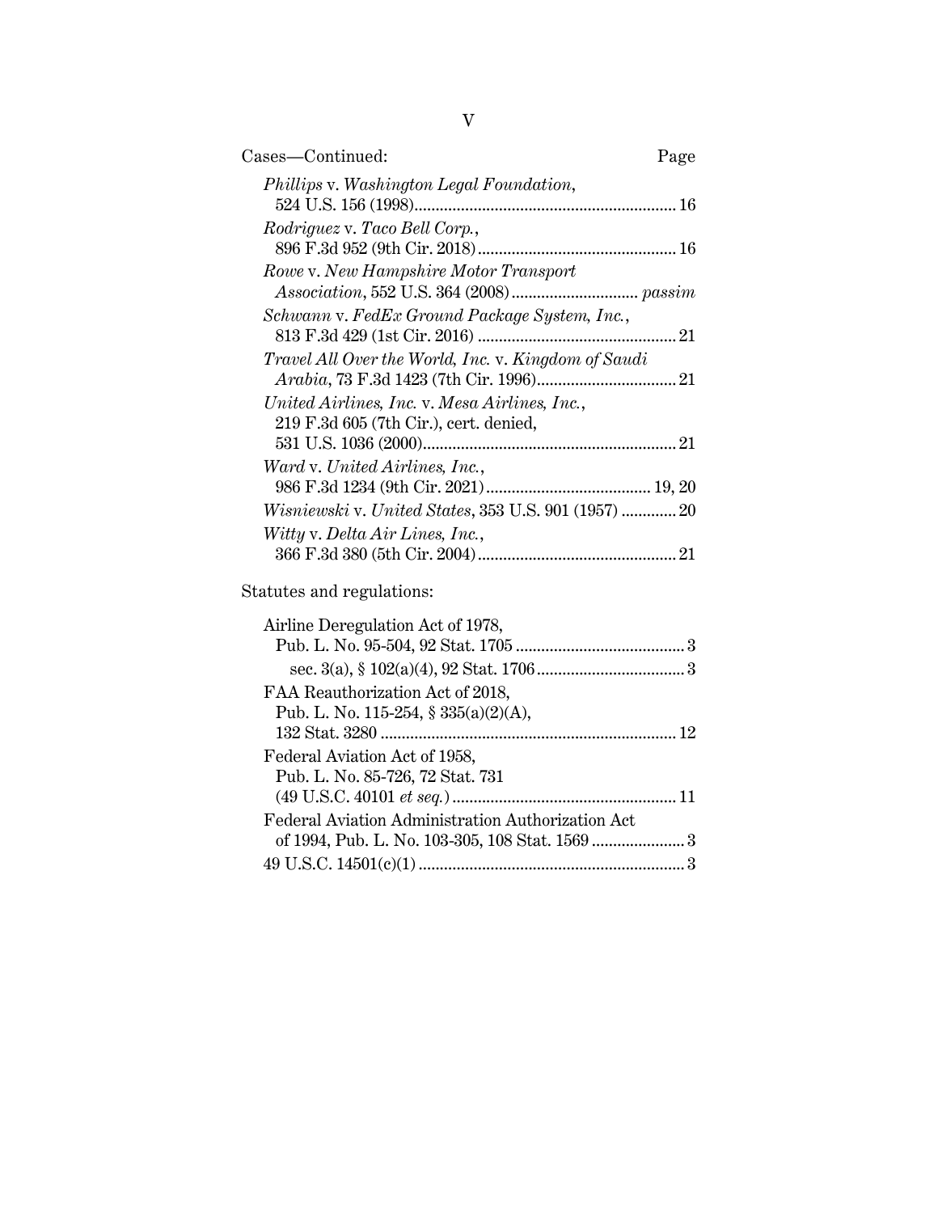Cases—Continued: Page

*Phillips* v. *Washington Legal Foundation*, 524 U.S. 156 (1998) ........ 16

*Rodriguez* v. *Taco Bell Corp.*, 896 F.3d 952 (9th Cir. 2018) ........ 16

*Rowe* v. *New Hampshire Motor Transport Association*, 552 U.S. 364 (2008) ........ *passim*

*Schwann* v. *FedEx Ground Package System, Inc.*, 813 F.3d 429 (1st Cir. 2016) ........ 21

*Travel All Over the World, Inc.* v. *Kingdom of Saudi Arabia*, 73 F.3d 1423 (7th Cir. 1996) ........ 21

*United Airlines, Inc.* v. *Mesa Airlines, Inc.*, 219 F.3d 605 (7th Cir.), cert. denied, 531 U.S. 1036 (2000) ........ 21

*Ward* v. *United Airlines, Inc.*, 986 F.3d 1234 (9th Cir. 2021) ........ 19, 20

*Wisniewski* v. *United States*, 353 U.S. 901 (1957) ........ 20

*Witty* v. *Delta Air Lines, Inc.*, 366 F.3d 380 (5th Cir. 2004) ........ 21

Statutes and regulations:

Airline Deregulation Act of 1978, Pub. L. No. 95-504, 92 Stat. 1705 ........ 3

- sec. 3(a), § 102(a)(4), 92 Stat. 1706 ........ 3

FAA Reauthorization Act of 2018, Pub. L. No. 115-254, § 335(a)(2)(A), 132 Stat. 3280 ........ 12

Federal Aviation Act of 1958, Pub. L. No. 85-726, 72 Stat. 731 (49 U.S.C. 40101 *et seq.*) ........ 11

Federal Aviation Administration Authorization Act of 1994, Pub. L. No. 103-305, 108 Stat. 1569 ........ 3

49 U.S.C. 14501(c)(1) ........ 3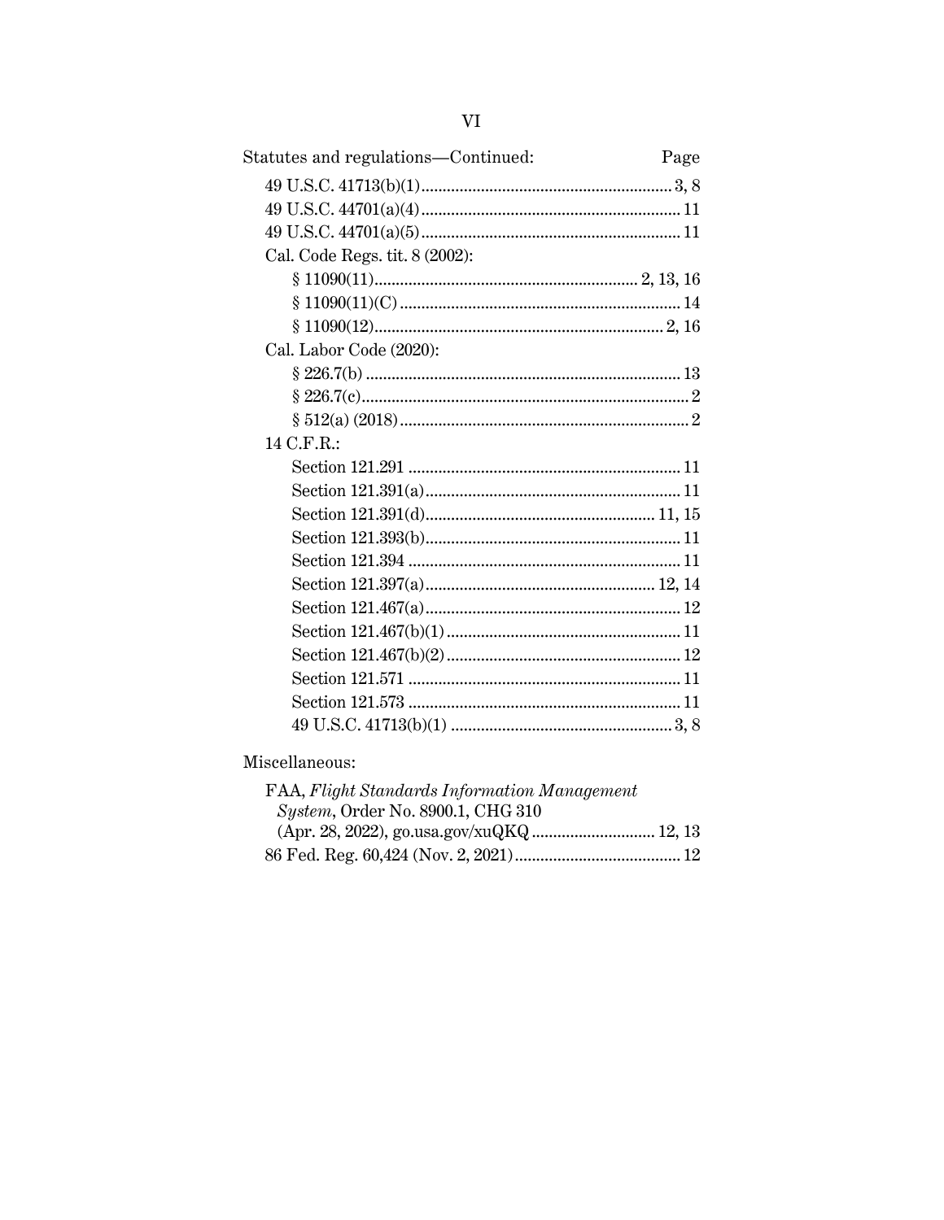Statutes and regulations—Continued: Page

49 U.S.C. 41713(b)(1) .......... 3, 8

49 U.S.C. 44701(a)(4) .......... 11

49 U.S.C. 44701(a)(5) .......... 11

Cal. Code Regs. tit. 8 (2002):

- § 11090(11) .......... 2, 13, 16
- § 11090(11)(C) .......... 14
- § 11090(12) .......... 2, 16

Cal. Labor Code (2020):

- § 226.7(b) .......... 13
- § 226.7(c) .......... 2
- § 512(a) (2018) .......... 2

14 C.F.R.:

- Section 121.291 .......... 11
- Section 121.391(a) .......... 11
- Section 121.391(d) .......... 11, 15
- Section 121.393(b) .......... 11
- Section 121.394 .......... 11
- Section 121.397(a) .......... 12, 14
- Section 121.467(a) .......... 12
- Section 121.467(b)(1) .......... 11
- Section 121.467(b)(2) .......... 12
- Section 121.571 .......... 11
- Section 121.573 .......... 11
- 49 U.S.C. 41713(b)(1) .......... 3, 8

Miscellaneous:

FAA, *Flight Standards Information Management System*, Order No. 8900.1, CHG 310 (Apr. 28, 2022), go.usa.gov/xuQKQ .......... 12, 13

86 Fed. Reg. 60,424 (Nov. 2, 2021) .......... 12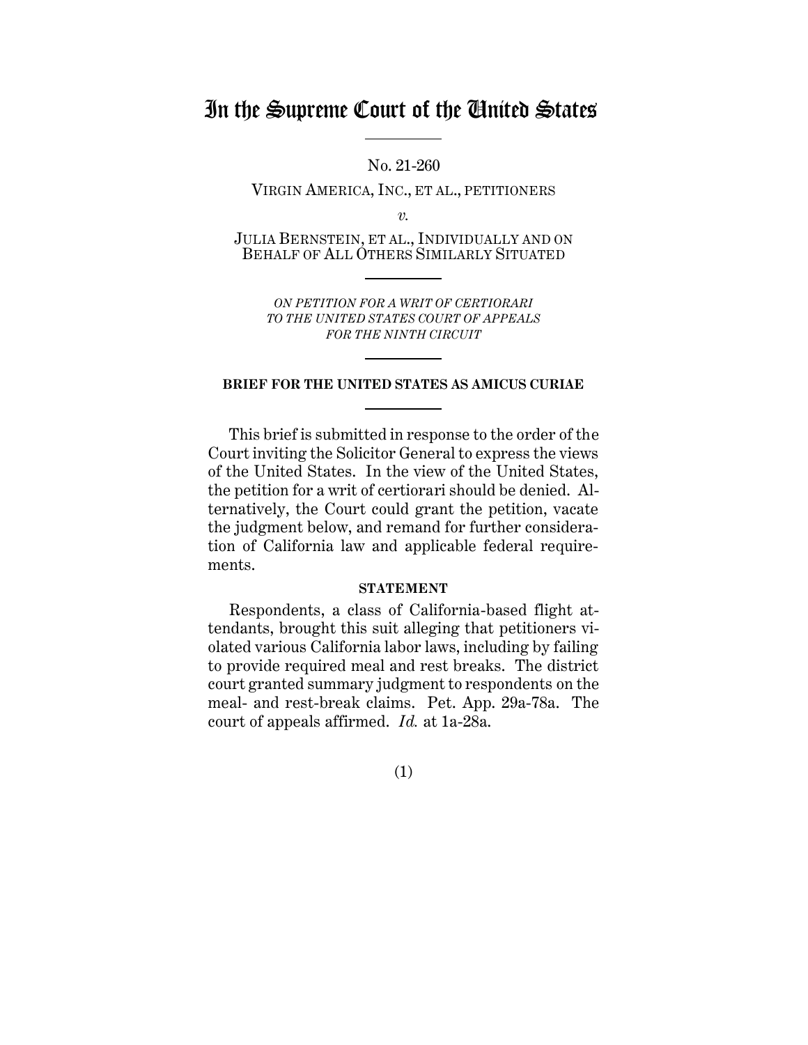# In the Supreme Court of the United States

No. 21-260

VIRGIN AMERICA, INC., ET AL., PETITIONERS

*v.*

JULIA BERNSTEIN, ET AL., INDIVIDUALLY AND ON BEHALF OF ALL OTHERS SIMILARLY SITUATED

*ON PETITION FOR A WRIT OF CERTIORARI TO THE UNITED STATES COURT OF APPEALS FOR THE NINTH CIRCUIT*

**BRIEF FOR THE UNITED STATES AS AMICUS CURIAE**

This brief is submitted in response to the order of the Court inviting the Solicitor General to express the views of the United States. In the view of the United States, the petition for a writ of certiorari should be denied. Alternatively, the Court could grant the petition, vacate the judgment below, and remand for further consideration of California law and applicable federal requirements.

**STATEMENT**

Respondents, a class of California-based flight attendants, brought this suit alleging that petitioners violated various California labor laws, including by failing to provide required meal and rest breaks. The district court granted summary judgment to respondents on the meal- and rest-break claims. Pet. App. 29a-78a. The court of appeals affirmed. *Id.* at 1a-28a.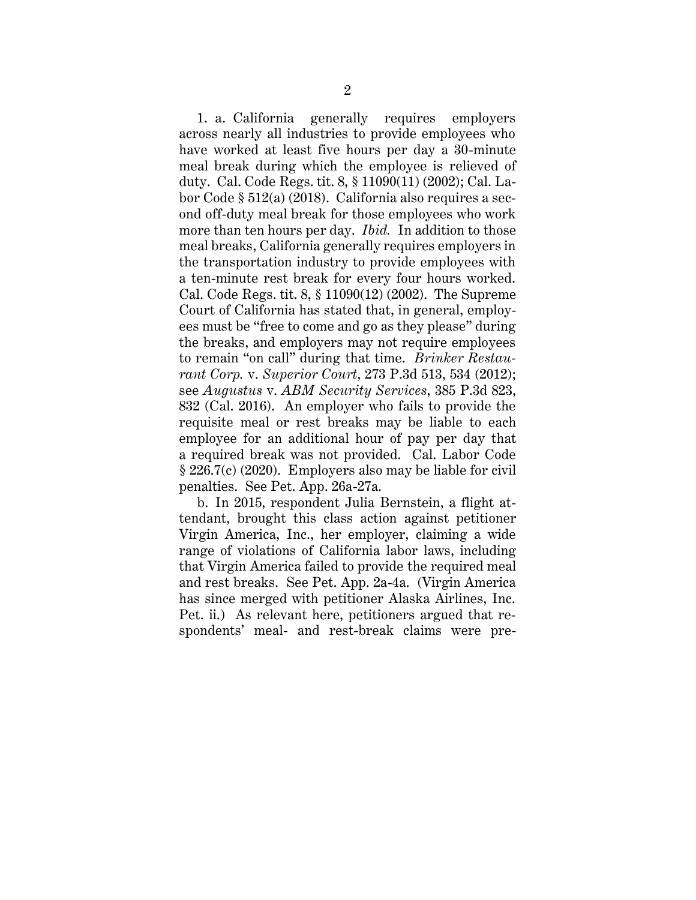1. a. California generally requires employers across nearly all industries to provide employees who have worked at least five hours per day a 30-minute meal break during which the employee is relieved of duty. Cal. Code Regs. tit. 8, § 11090(11) (2002); Cal. Labor Code § 512(a) (2018). California also requires a second off-duty meal break for those employees who work more than ten hours per day. *Ibid.* In addition to those meal breaks, California generally requires employers in the transportation industry to provide employees with a ten-minute rest break for every four hours worked. Cal. Code Regs. tit. 8, § 11090(12) (2002). The Supreme Court of California has stated that, in general, employees must be "free to come and go as they please" during the breaks, and employers may not require employees to remain "on call" during that time. *Brinker Restaurant Corp.* v. *Superior Court*, 273 P.3d 513, 534 (2012); see *Augustus* v. *ABM Security Services*, 385 P.3d 823, 832 (Cal. 2016). An employer who fails to provide the requisite meal or rest breaks may be liable to each employee for an additional hour of pay per day that a required break was not provided. Cal. Labor Code § 226.7(c) (2020). Employers also may be liable for civil penalties. See Pet. App. 26a-27a.

b. In 2015, respondent Julia Bernstein, a flight attendant, brought this class action against petitioner Virgin America, Inc., her employer, claiming a wide range of violations of California labor laws, including that Virgin America failed to provide the required meal and rest breaks. See Pet. App. 2a-4a. (Virgin America has since merged with petitioner Alaska Airlines, Inc. Pet. ii.) As relevant here, petitioners argued that respondents' meal- and rest-break claims were pre-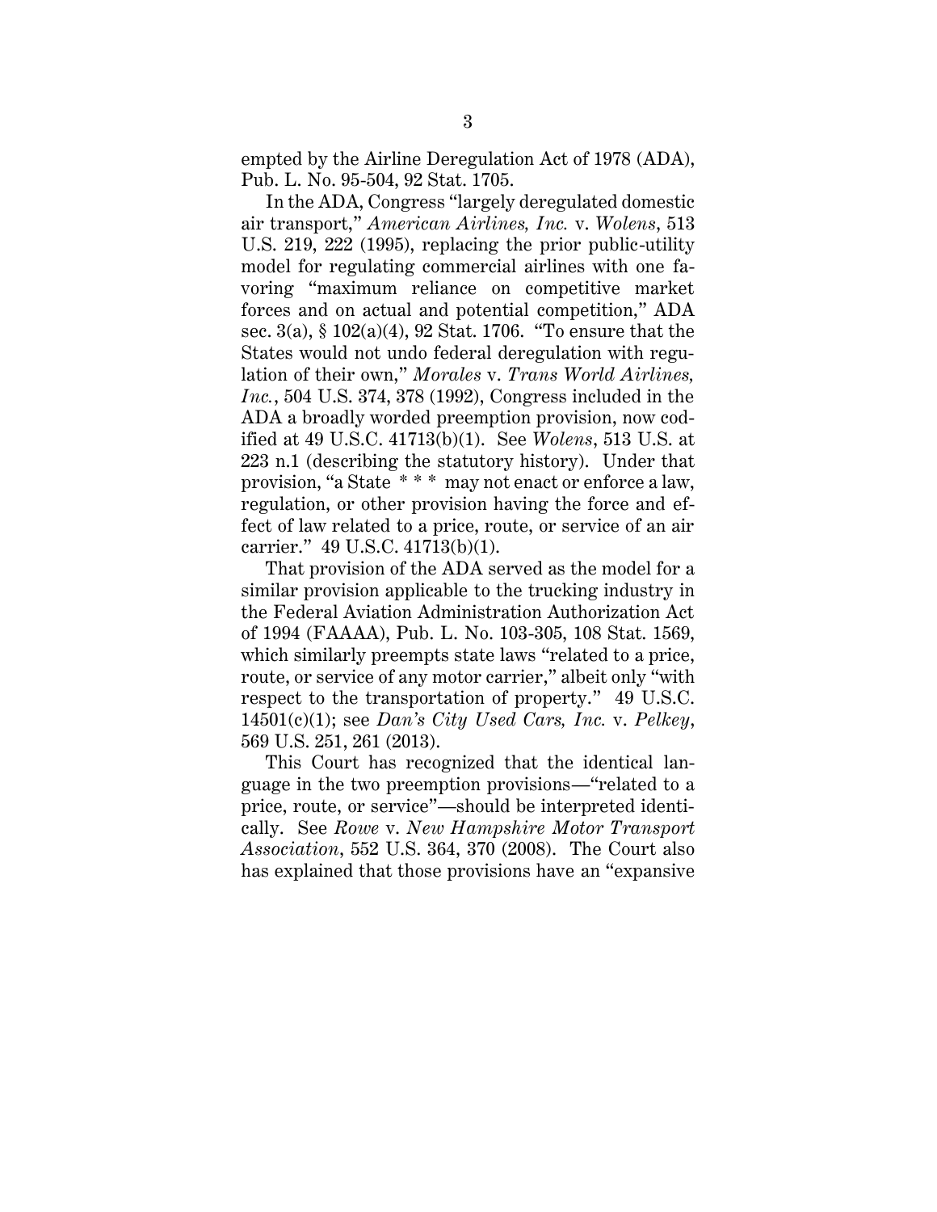empted by the Airline Deregulation Act of 1978 (ADA), Pub. L. No. 95-504, 92 Stat. 1705.

In the ADA, Congress "largely deregulated domestic air transport," *American Airlines, Inc.* v. *Wolens*, 513 U.S. 219, 222 (1995), replacing the prior public-utility model for regulating commercial airlines with one favoring "maximum reliance on competitive market forces and on actual and potential competition," ADA sec. 3(a), § 102(a)(4), 92 Stat. 1706. "To ensure that the States would not undo federal deregulation with regulation of their own," *Morales* v. *Trans World Airlines, Inc.*, 504 U.S. 374, 378 (1992), Congress included in the ADA a broadly worded preemption provision, now codified at 49 U.S.C. 41713(b)(1). See *Wolens*, 513 U.S. at 223 n.1 (describing the statutory history). Under that provision, "a State * * * may not enact or enforce a law, regulation, or other provision having the force and effect of law related to a price, route, or service of an air carrier." 49 U.S.C. 41713(b)(1).

That provision of the ADA served as the model for a similar provision applicable to the trucking industry in the Federal Aviation Administration Authorization Act of 1994 (FAAAA), Pub. L. No. 103-305, 108 Stat. 1569, which similarly preempts state laws "related to a price, route, or service of any motor carrier," albeit only "with respect to the transportation of property." 49 U.S.C. 14501(c)(1); see *Dan's City Used Cars, Inc.* v. *Pelkey*, 569 U.S. 251, 261 (2013).

This Court has recognized that the identical language in the two preemption provisions—"related to a price, route, or service"—should be interpreted identically. See *Rowe* v. *New Hampshire Motor Transport Association*, 552 U.S. 364, 370 (2008). The Court also has explained that those provisions have an "expansive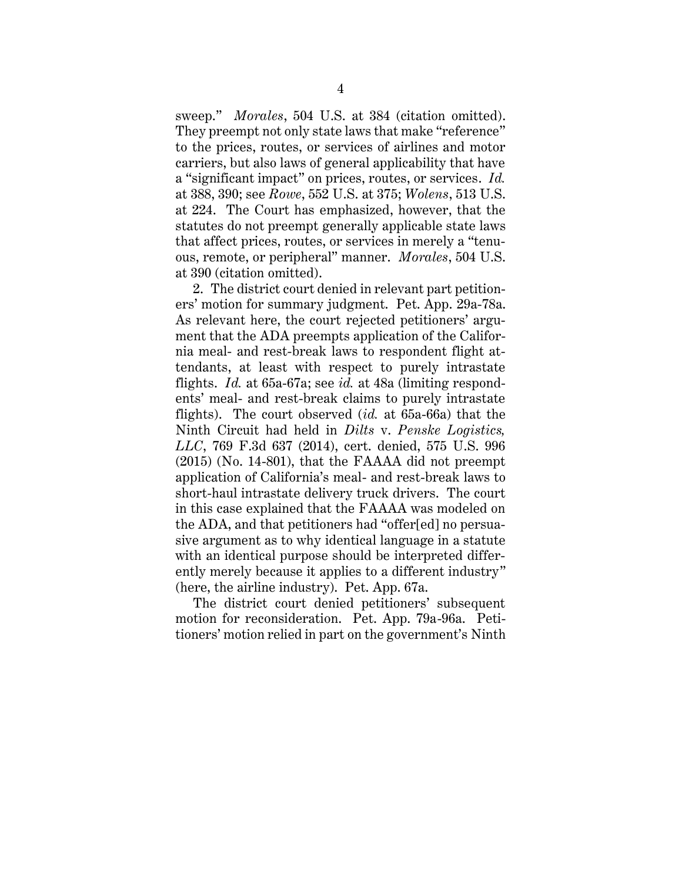sweep." *Morales*, 504 U.S. at 384 (citation omitted). They preempt not only state laws that make "reference" to the prices, routes, or services of airlines and motor carriers, but also laws of general applicability that have a "significant impact" on prices, routes, or services. *Id.* at 388, 390; see *Rowe*, 552 U.S. at 375; *Wolens*, 513 U.S. at 224. The Court has emphasized, however, that the statutes do not preempt generally applicable state laws that affect prices, routes, or services in merely a "tenuous, remote, or peripheral" manner. *Morales*, 504 U.S. at 390 (citation omitted).

2. The district court denied in relevant part petitioners' motion for summary judgment. Pet. App. 29a-78a. As relevant here, the court rejected petitioners' argument that the ADA preempts application of the California meal- and rest-break laws to respondent flight attendants, at least with respect to purely intrastate flights. *Id.* at 65a-67a; see *id.* at 48a (limiting respondents' meal- and rest-break claims to purely intrastate flights). The court observed (*id.* at 65a-66a) that the Ninth Circuit had held in *Dilts* v. *Penske Logistics, LLC*, 769 F.3d 637 (2014), cert. denied, 575 U.S. 996 (2015) (No. 14-801), that the FAAAA did not preempt application of California's meal- and rest-break laws to short-haul intrastate delivery truck drivers. The court in this case explained that the FAAAA was modeled on the ADA, and that petitioners had "offer[ed] no persuasive argument as to why identical language in a statute with an identical purpose should be interpreted differently merely because it applies to a different industry" (here, the airline industry). Pet. App. 67a.

The district court denied petitioners' subsequent motion for reconsideration. Pet. App. 79a-96a. Petitioners' motion relied in part on the government's Ninth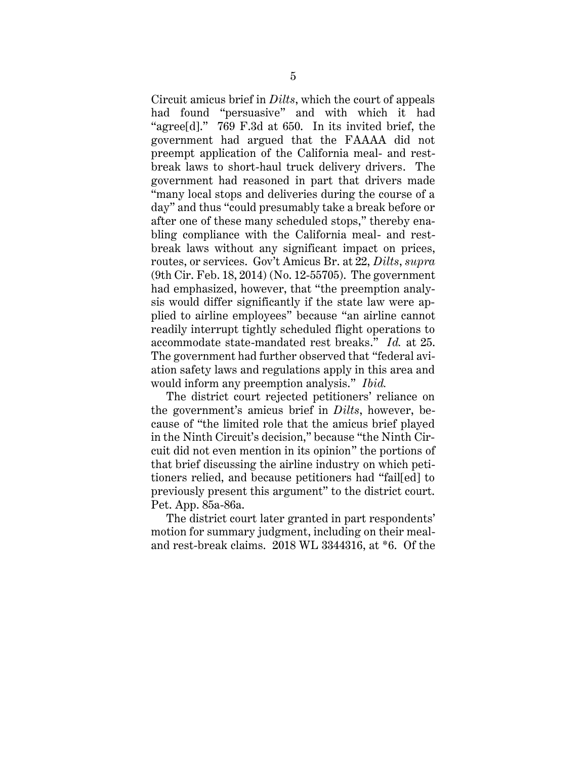Circuit amicus brief in *Dilts*, which the court of appeals had found "persuasive" and with which it had "agree[d]." 769 F.3d at 650. In its invited brief, the government had argued that the FAAAA did not preempt application of the California meal- and rest-break laws to short-haul truck delivery drivers. The government had reasoned in part that drivers made "many local stops and deliveries during the course of a day" and thus "could presumably take a break before or after one of these many scheduled stops," thereby enabling compliance with the California meal- and rest-break laws without any significant impact on prices, routes, or services. Gov't Amicus Br. at 22, *Dilts*, *supra* (9th Cir. Feb. 18, 2014) (No. 12-55705). The government had emphasized, however, that "the preemption analysis would differ significantly if the state law were applied to airline employees" because "an airline cannot readily interrupt tightly scheduled flight operations to accommodate state-mandated rest breaks." *Id.* at 25. The government had further observed that "federal aviation safety laws and regulations apply in this area and would inform any preemption analysis." *Ibid.*

The district court rejected petitioners' reliance on the government's amicus brief in *Dilts*, however, because of "the limited role that the amicus brief played in the Ninth Circuit's decision," because "the Ninth Circuit did not even mention in its opinion" the portions of that brief discussing the airline industry on which petitioners relied, and because petitioners had "fail[ed] to previously present this argument" to the district court. Pet. App. 85a-86a.

The district court later granted in part respondents' motion for summary judgment, including on their meal- and rest-break claims. 2018 WL 3344316, at *6. Of the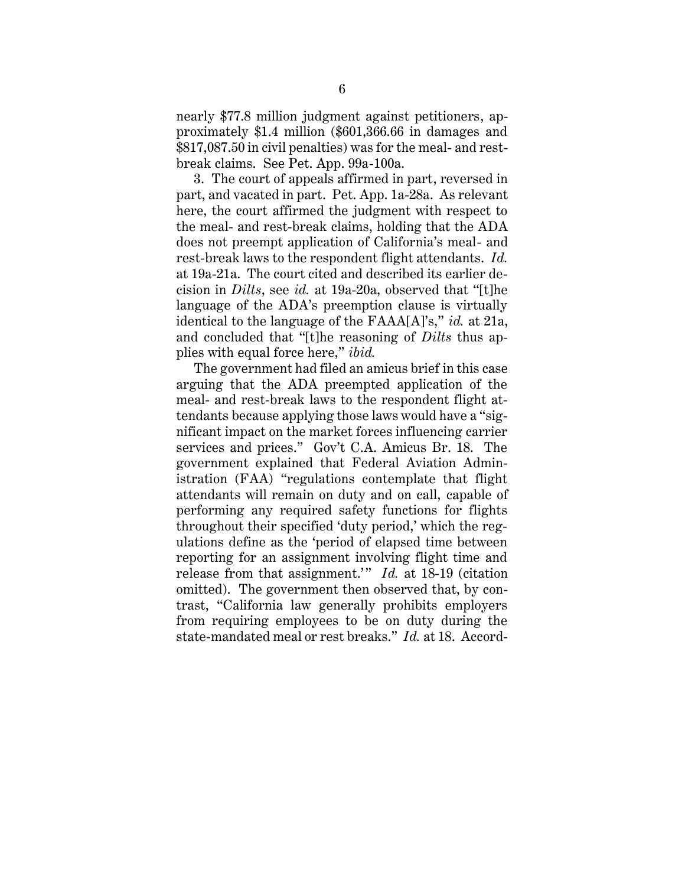nearly \$77.8 million judgment against petitioners, approximately \$1.4 million (\$601,366.66 in damages and \$817,087.50 in civil penalties) was for the meal- and rest-break claims. See Pet. App. 99a-100a.

3. The court of appeals affirmed in part, reversed in part, and vacated in part. Pet. App. 1a-28a. As relevant here, the court affirmed the judgment with respect to the meal- and rest-break claims, holding that the ADA does not preempt application of California's meal- and rest-break laws to the respondent flight attendants. *Id.* at 19a-21a. The court cited and described its earlier decision in *Dilts*, see *id.* at 19a-20a, observed that "[t]he language of the ADA's preemption clause is virtually identical to the language of the FAAA[A]'s," *id.* at 21a, and concluded that "[t]he reasoning of *Dilts* thus applies with equal force here," *ibid.*

The government had filed an amicus brief in this case arguing that the ADA preempted application of the meal- and rest-break laws to the respondent flight attendants because applying those laws would have a "significant impact on the market forces influencing carrier services and prices." Gov't C.A. Amicus Br. 18. The government explained that Federal Aviation Administration (FAA) "regulations contemplate that flight attendants will remain on duty and on call, capable of performing any required safety functions for flights throughout their specified 'duty period,' which the regulations define as the 'period of elapsed time between reporting for an assignment involving flight time and release from that assignment.'" *Id.* at 18-19 (citation omitted). The government then observed that, by contrast, "California law generally prohibits employers from requiring employees to be on duty during the state-mandated meal or rest breaks." *Id.* at 18. Accord-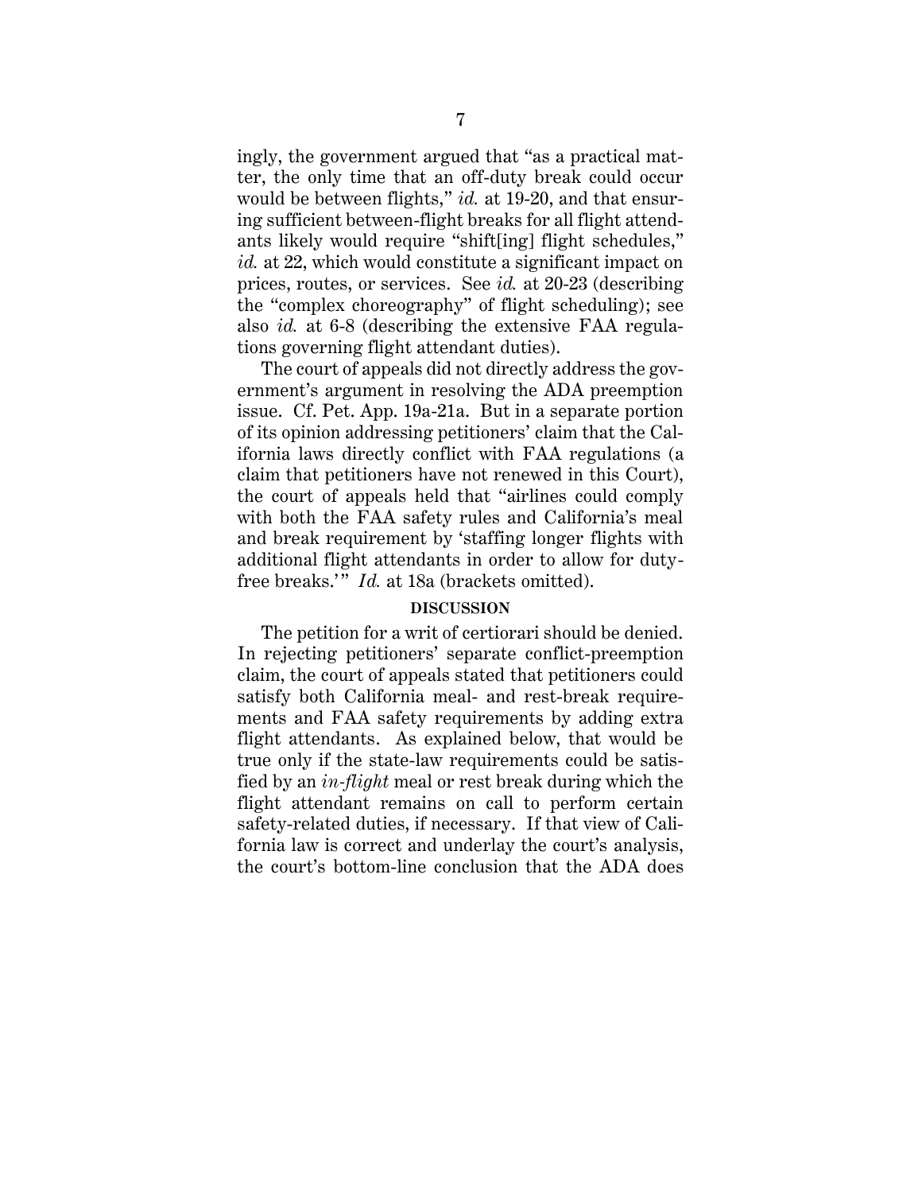ingly, the government argued that "as a practical matter, the only time that an off-duty break could occur would be between flights," *id.* at 19-20, and that ensuring sufficient between-flight breaks for all flight attendants likely would require "shift[ing] flight schedules," *id.* at 22, which would constitute a significant impact on prices, routes, or services. See *id.* at 20-23 (describing the "complex choreography" of flight scheduling); see also *id.* at 6-8 (describing the extensive FAA regulations governing flight attendant duties).

The court of appeals did not directly address the government's argument in resolving the ADA preemption issue. Cf. Pet. App. 19a-21a. But in a separate portion of its opinion addressing petitioners' claim that the California laws directly conflict with FAA regulations (a claim that petitioners have not renewed in this Court), the court of appeals held that "airlines could comply with both the FAA safety rules and California's meal and break requirement by 'staffing longer flights with additional flight attendants in order to allow for duty-free breaks.'" *Id.* at 18a (brackets omitted).

## DISCUSSION

The petition for a writ of certiorari should be denied. In rejecting petitioners' separate conflict-preemption claim, the court of appeals stated that petitioners could satisfy both California meal- and rest-break requirements and FAA safety requirements by adding extra flight attendants. As explained below, that would be true only if the state-law requirements could be satisfied by an *in-flight* meal or rest break during which the flight attendant remains on call to perform certain safety-related duties, if necessary. If that view of California law is correct and underlay the court's analysis, the court's bottom-line conclusion that the ADA does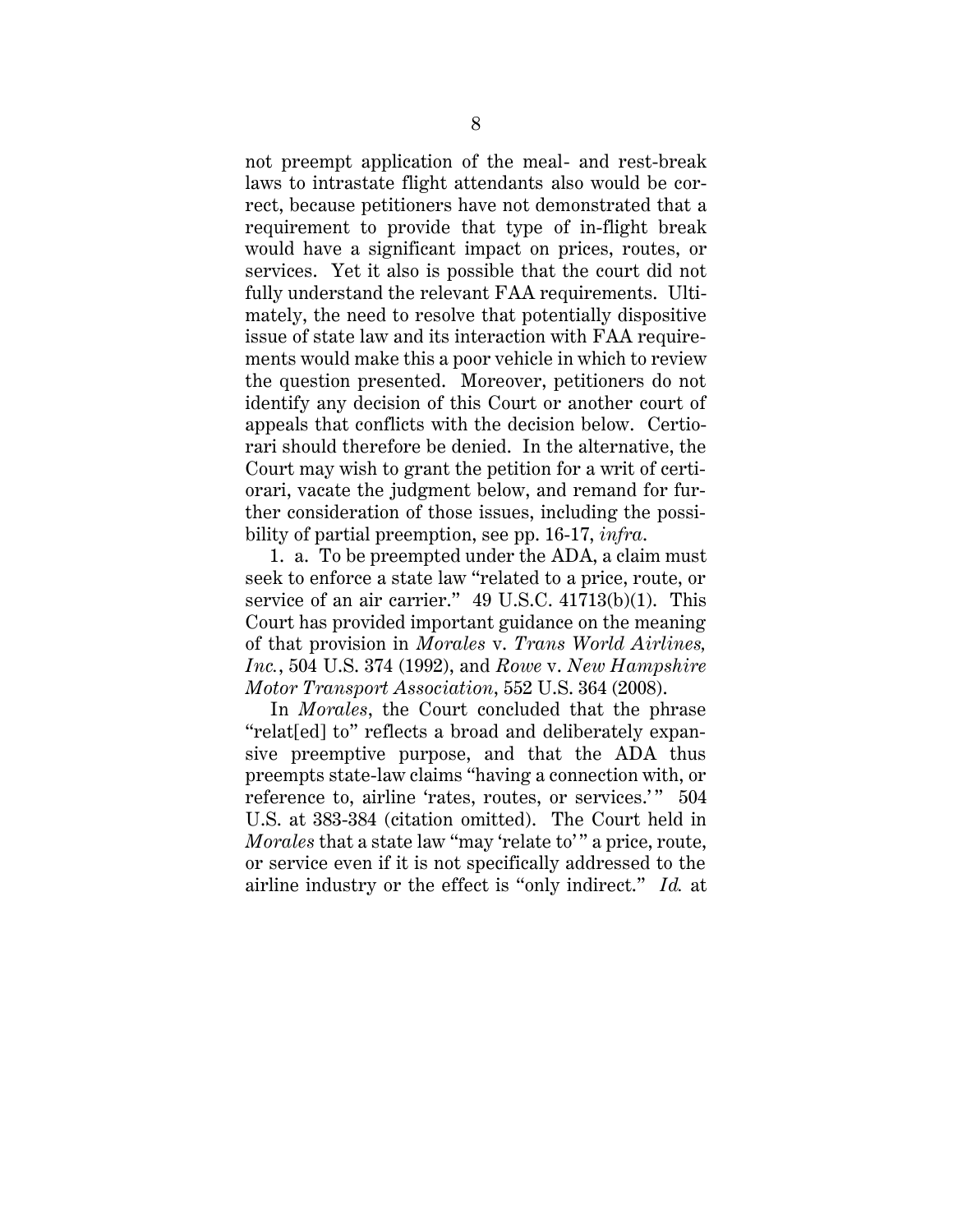not preempt application of the meal- and rest-break laws to intrastate flight attendants also would be correct, because petitioners have not demonstrated that a requirement to provide that type of in-flight break would have a significant impact on prices, routes, or services. Yet it also is possible that the court did not fully understand the relevant FAA requirements. Ultimately, the need to resolve that potentially dispositive issue of state law and its interaction with FAA requirements would make this a poor vehicle in which to review the question presented. Moreover, petitioners do not identify any decision of this Court or another court of appeals that conflicts with the decision below. Certiorari should therefore be denied. In the alternative, the Court may wish to grant the petition for a writ of certiorari, vacate the judgment below, and remand for further consideration of those issues, including the possibility of partial preemption, see pp. 16-17, *infra*.

1. a. To be preempted under the ADA, a claim must seek to enforce a state law "related to a price, route, or service of an air carrier." 49 U.S.C. 41713(b)(1). This Court has provided important guidance on the meaning of that provision in *Morales* v. *Trans World Airlines, Inc.*, 504 U.S. 374 (1992), and *Rowe* v. *New Hampshire Motor Transport Association*, 552 U.S. 364 (2008).

In *Morales*, the Court concluded that the phrase "relat[ed] to" reflects a broad and deliberately expansive preemptive purpose, and that the ADA thus preempts state-law claims "having a connection with, or reference to, airline 'rates, routes, or services.'" 504 U.S. at 383-384 (citation omitted). The Court held in *Morales* that a state law "may 'relate to'" a price, route, or service even if it is not specifically addressed to the airline industry or the effect is "only indirect." *Id.* at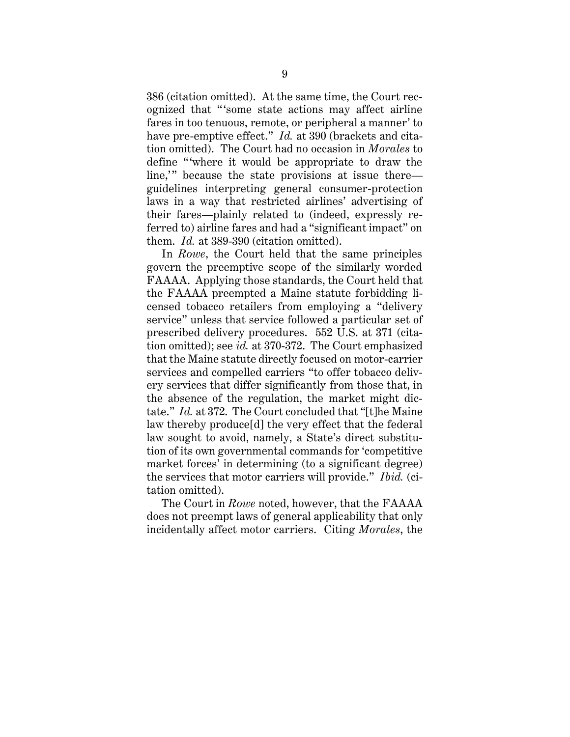386 (citation omitted). At the same time, the Court recognized that "'some state actions may affect airline fares in too tenuous, remote, or peripheral a manner' to have pre-emptive effect." *Id.* at 390 (brackets and citation omitted). The Court had no occasion in *Morales* to define "'where it would be appropriate to draw the line,'" because the state provisions at issue there—guidelines interpreting general consumer-protection laws in a way that restricted airlines' advertising of their fares—plainly related to (indeed, expressly referred to) airline fares and had a "significant impact" on them. *Id.* at 389-390 (citation omitted).

In *Rowe*, the Court held that the same principles govern the preemptive scope of the similarly worded FAAAA. Applying those standards, the Court held that the FAAAA preempted a Maine statute forbidding licensed tobacco retailers from employing a "delivery service" unless that service followed a particular set of prescribed delivery procedures. 552 U.S. at 371 (citation omitted); see *id.* at 370-372. The Court emphasized that the Maine statute directly focused on motor-carrier services and compelled carriers "to offer tobacco delivery services that differ significantly from those that, in the absence of the regulation, the market might dictate." *Id.* at 372. The Court concluded that "[t]he Maine law thereby produce[d] the very effect that the federal law sought to avoid, namely, a State's direct substitution of its own governmental commands for 'competitive market forces' in determining (to a significant degree) the services that motor carriers will provide." *Ibid.* (citation omitted).

The Court in *Rowe* noted, however, that the FAAAA does not preempt laws of general applicability that only incidentally affect motor carriers. Citing *Morales*, the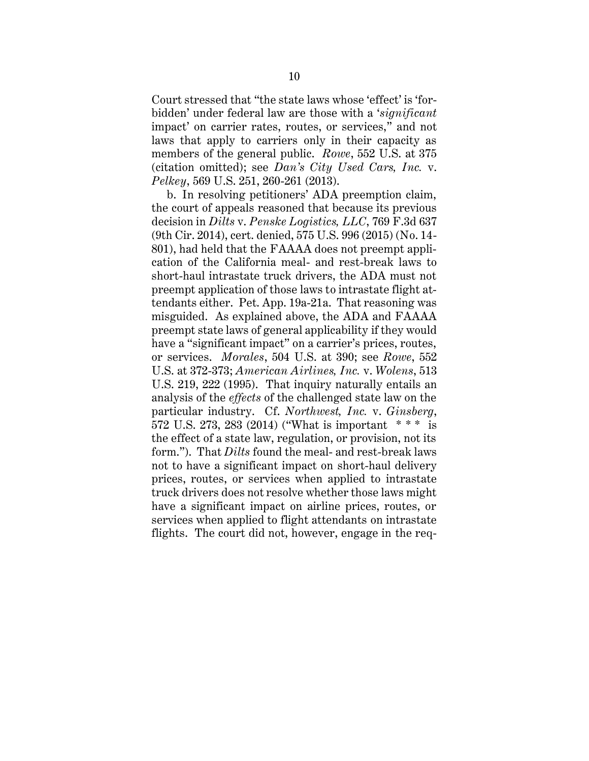Court stressed that "the state laws whose 'effect' is 'forbidden' under federal law are those with a '*significant* impact' on carrier rates, routes, or services," and not laws that apply to carriers only in their capacity as members of the general public. *Rowe*, 552 U.S. at 375 (citation omitted); see *Dan's City Used Cars, Inc.* v. *Pelkey*, 569 U.S. 251, 260-261 (2013).

b. In resolving petitioners' ADA preemption claim, the court of appeals reasoned that because its previous decision in *Dilts* v. *Penske Logistics, LLC*, 769 F.3d 637 (9th Cir. 2014), cert. denied, 575 U.S. 996 (2015) (No. 14-801), had held that the FAAAA does not preempt application of the California meal- and rest-break laws to short-haul intrastate truck drivers, the ADA must not preempt application of those laws to intrastate flight attendants either. Pet. App. 19a-21a. That reasoning was misguided. As explained above, the ADA and FAAAA preempt state laws of general applicability if they would have a "significant impact" on a carrier's prices, routes, or services. *Morales*, 504 U.S. at 390; see *Rowe*, 552 U.S. at 372-373; *American Airlines, Inc.* v. *Wolens*, 513 U.S. 219, 222 (1995). That inquiry naturally entails an analysis of the *effects* of the challenged state law on the particular industry. Cf. *Northwest, Inc.* v. *Ginsberg*, 572 U.S. 273, 283 (2014) ("What is important * * * is the effect of a state law, regulation, or provision, not its form."). That *Dilts* found the meal- and rest-break laws not to have a significant impact on short-haul delivery prices, routes, or services when applied to intrastate truck drivers does not resolve whether those laws might have a significant impact on airline prices, routes, or services when applied to flight attendants on intrastate flights. The court did not, however, engage in the req-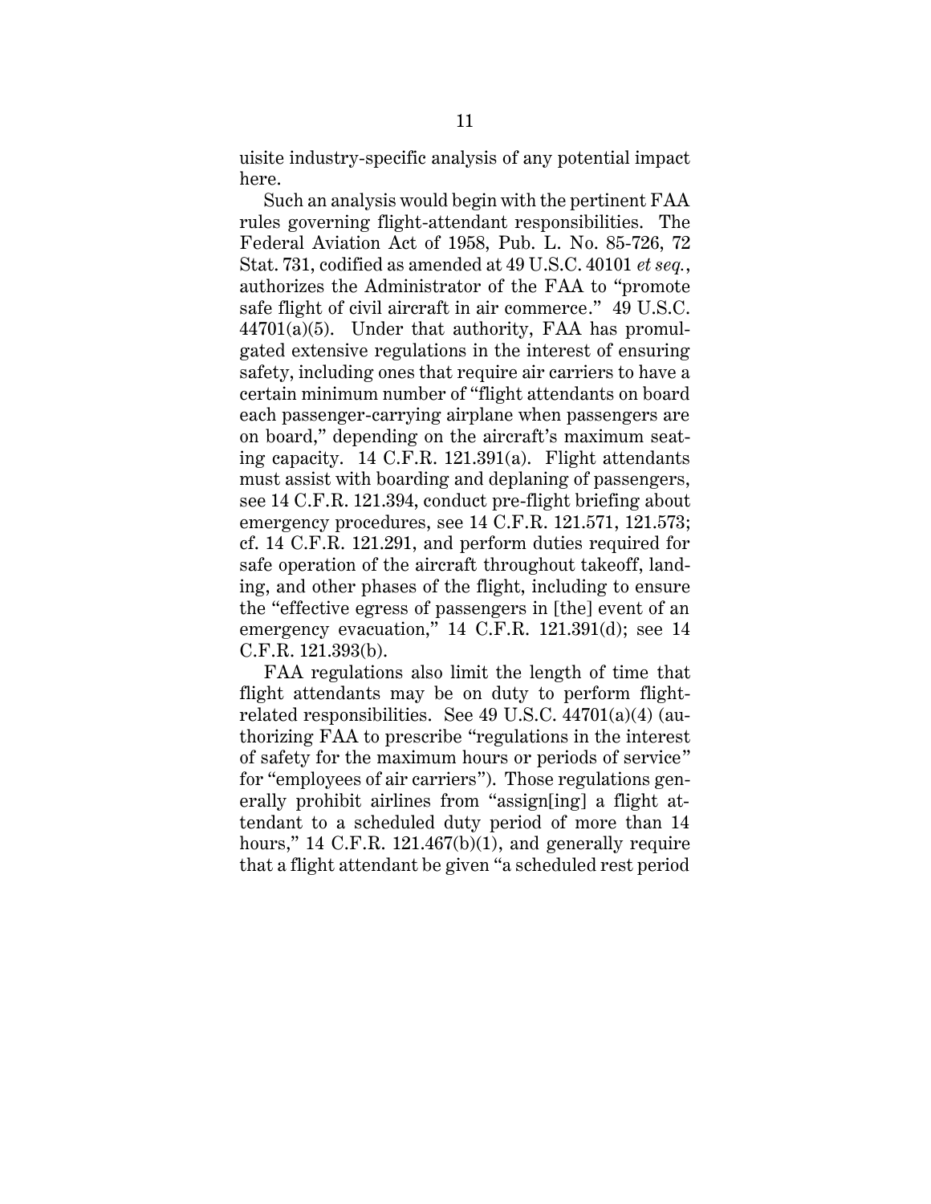uisite industry-specific analysis of any potential impact here.

Such an analysis would begin with the pertinent FAA rules governing flight-attendant responsibilities. The Federal Aviation Act of 1958, Pub. L. No. 85-726, 72 Stat. 731, codified as amended at 49 U.S.C. 40101 *et seq.*, authorizes the Administrator of the FAA to "promote safe flight of civil aircraft in air commerce." 49 U.S.C. 44701(a)(5). Under that authority, FAA has promulgated extensive regulations in the interest of ensuring safety, including ones that require air carriers to have a certain minimum number of "flight attendants on board each passenger-carrying airplane when passengers are on board," depending on the aircraft's maximum seating capacity. 14 C.F.R. 121.391(a). Flight attendants must assist with boarding and deplaning of passengers, see 14 C.F.R. 121.394, conduct pre-flight briefing about emergency procedures, see 14 C.F.R. 121.571, 121.573; cf. 14 C.F.R. 121.291, and perform duties required for safe operation of the aircraft throughout takeoff, landing, and other phases of the flight, including to ensure the "effective egress of passengers in [the] event of an emergency evacuation," 14 C.F.R. 121.391(d); see 14 C.F.R. 121.393(b).

FAA regulations also limit the length of time that flight attendants may be on duty to perform flight-related responsibilities. See 49 U.S.C. 44701(a)(4) (authorizing FAA to prescribe "regulations in the interest of safety for the maximum hours or periods of service" for "employees of air carriers"). Those regulations generally prohibit airlines from "assign[ing] a flight attendant to a scheduled duty period of more than 14 hours," 14 C.F.R. 121.467(b)(1), and generally require that a flight attendant be given "a scheduled rest period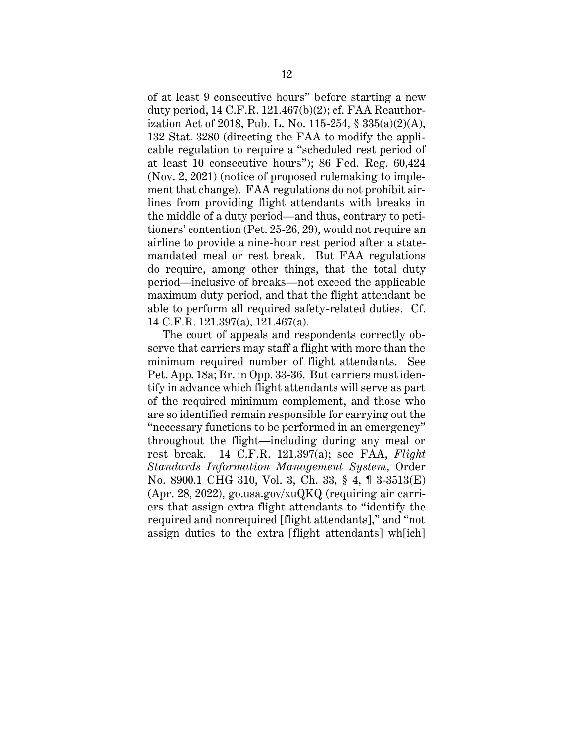of at least 9 consecutive hours" before starting a new duty period, 14 C.F.R. 121.467(b)(2); cf. FAA Reauthorization Act of 2018, Pub. L. No. 115-254, § 335(a)(2)(A), 132 Stat. 3280 (directing the FAA to modify the applicable regulation to require a "scheduled rest period of at least 10 consecutive hours"); 86 Fed. Reg. 60,424 (Nov. 2, 2021) (notice of proposed rulemaking to implement that change). FAA regulations do not prohibit airlines from providing flight attendants with breaks in the middle of a duty period—and thus, contrary to petitioners' contention (Pet. 25-26, 29), would not require an airline to provide a nine-hour rest period after a state-mandated meal or rest break. But FAA regulations do require, among other things, that the total duty period—inclusive of breaks—not exceed the applicable maximum duty period, and that the flight attendant be able to perform all required safety-related duties. Cf. 14 C.F.R. 121.397(a), 121.467(a).

The court of appeals and respondents correctly observe that carriers may staff a flight with more than the minimum required number of flight attendants. See Pet. App. 18a; Br. in Opp. 33-36. But carriers must identify in advance which flight attendants will serve as part of the required minimum complement, and those who are so identified remain responsible for carrying out the "necessary functions to be performed in an emergency" throughout the flight—including during any meal or rest break. 14 C.F.R. 121.397(a); see FAA, *Flight Standards Information Management System*, Order No. 8900.1 CHG 310, Vol. 3, Ch. 33, § 4, ¶ 3-3513(E) (Apr. 28, 2022), go.usa.gov/xuQKQ (requiring air carriers that assign extra flight attendants to "identify the required and nonrequired [flight attendants]," and "not assign duties to the extra [flight attendants] wh[ich]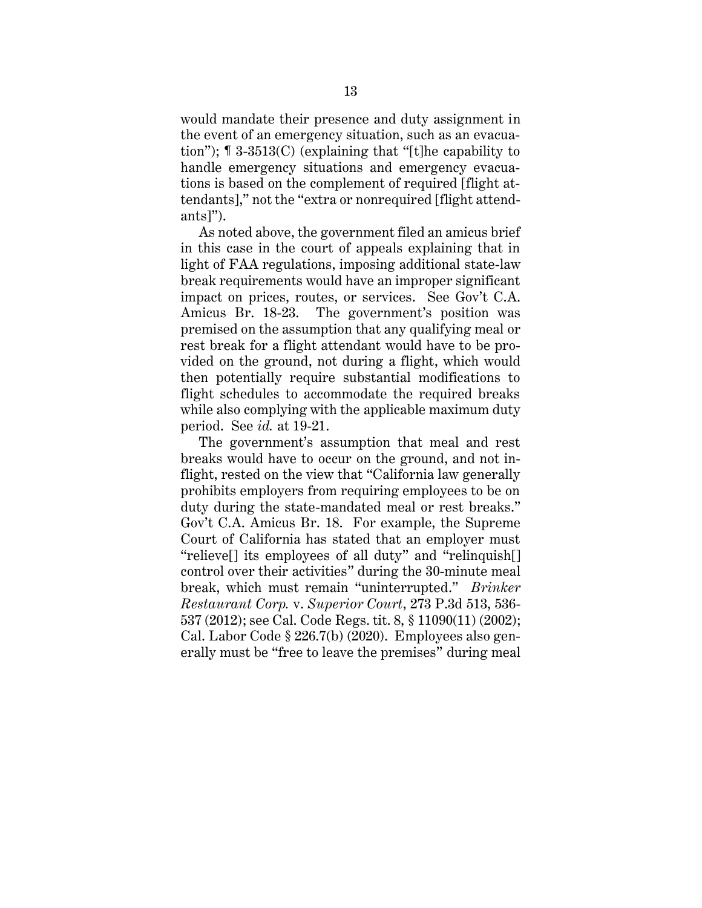would mandate their presence and duty assignment in the event of an emergency situation, such as an evacuation"); ¶ 3-3513(C) (explaining that "[t]he capability to handle emergency situations and emergency evacuations is based on the complement of required [flight attendants]," not the "extra or nonrequired [flight attendants]").

As noted above, the government filed an amicus brief in this case in the court of appeals explaining that in light of FAA regulations, imposing additional state-law break requirements would have an improper significant impact on prices, routes, or services. See Gov't C.A. Amicus Br. 18-23. The government's position was premised on the assumption that any qualifying meal or rest break for a flight attendant would have to be provided on the ground, not during a flight, which would then potentially require substantial modifications to flight schedules to accommodate the required breaks while also complying with the applicable maximum duty period. See *id.* at 19-21.

The government's assumption that meal and rest breaks would have to occur on the ground, and not in-flight, rested on the view that "California law generally prohibits employers from requiring employees to be on duty during the state-mandated meal or rest breaks." Gov't C.A. Amicus Br. 18. For example, the Supreme Court of California has stated that an employer must "relieve[] its employees of all duty" and "relinquish[] control over their activities" during the 30-minute meal break, which must remain "uninterrupted." *Brinker Restaurant Corp.* v. *Superior Court*, 273 P.3d 513, 536-537 (2012); see Cal. Code Regs. tit. 8, § 11090(11) (2002); Cal. Labor Code § 226.7(b) (2020). Employees also generally must be "free to leave the premises" during meal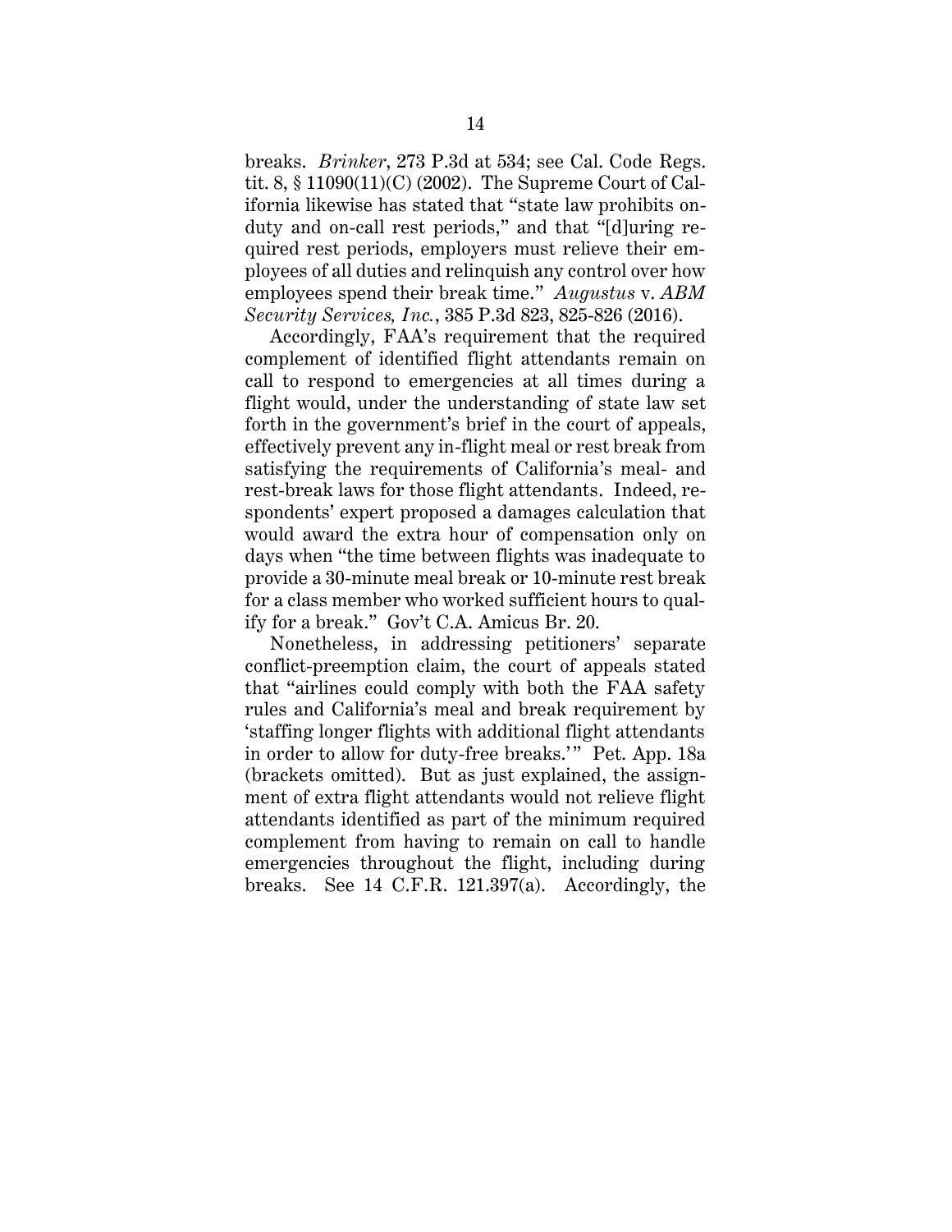breaks. *Brinker*, 273 P.3d at 534; see Cal. Code Regs. tit. 8, § 11090(11)(C) (2002). The Supreme Court of California likewise has stated that "state law prohibits on-duty and on-call rest periods," and that "[d]uring required rest periods, employers must relieve their employees of all duties and relinquish any control over how employees spend their break time." *Augustus* v. *ABM Security Services, Inc.*, 385 P.3d 823, 825-826 (2016).

Accordingly, FAA's requirement that the required complement of identified flight attendants remain on call to respond to emergencies at all times during a flight would, under the understanding of state law set forth in the government's brief in the court of appeals, effectively prevent any in-flight meal or rest break from satisfying the requirements of California's meal- and rest-break laws for those flight attendants. Indeed, respondents' expert proposed a damages calculation that would award the extra hour of compensation only on days when "the time between flights was inadequate to provide a 30-minute meal break or 10-minute rest break for a class member who worked sufficient hours to qualify for a break." Gov't C.A. Amicus Br. 20.

Nonetheless, in addressing petitioners' separate conflict-preemption claim, the court of appeals stated that "airlines could comply with both the FAA safety rules and California's meal and break requirement by 'staffing longer flights with additional flight attendants in order to allow for duty-free breaks.'" Pet. App. 18a (brackets omitted). But as just explained, the assignment of extra flight attendants would not relieve flight attendants identified as part of the minimum required complement from having to remain on call to handle emergencies throughout the flight, including during breaks. See 14 C.F.R. 121.397(a). Accordingly, the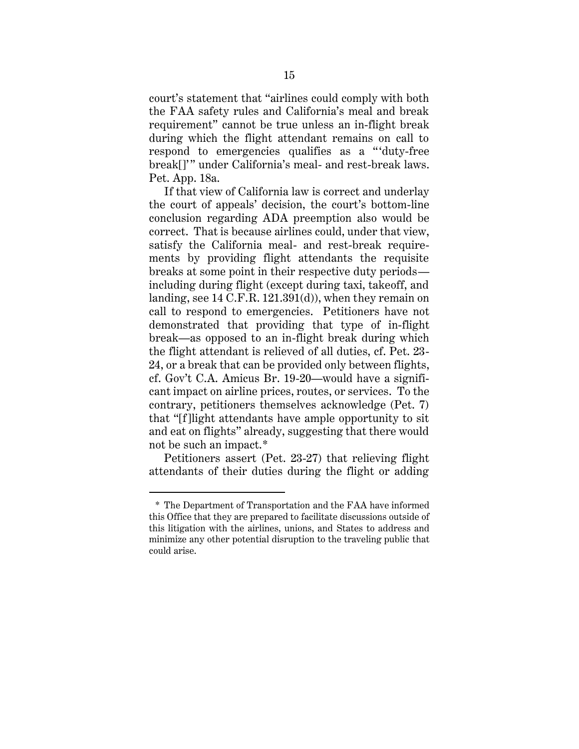court's statement that "airlines could comply with both the FAA safety rules and California's meal and break requirement" cannot be true unless an in-flight break during which the flight attendant remains on call to respond to emergencies qualifies as a "'duty-free break[]'" under California's meal- and rest-break laws. Pet. App. 18a.

If that view of California law is correct and underlay the court of appeals' decision, the court's bottom-line conclusion regarding ADA preemption also would be correct. That is because airlines could, under that view, satisfy the California meal- and rest-break requirements by providing flight attendants the requisite breaks at some point in their respective duty periods—including during flight (except during taxi, takeoff, and landing, see 14 C.F.R. 121.391(d)), when they remain on call to respond to emergencies. Petitioners have not demonstrated that providing that type of in-flight break—as opposed to an in-flight break during which the flight attendant is relieved of all duties, cf. Pet. 23-24, or a break that can be provided only between flights, cf. Gov't C.A. Amicus Br. 19-20—would have a significant impact on airline prices, routes, or services. To the contrary, petitioners themselves acknowledge (Pet. 7) that "[f]light attendants have ample opportunity to sit and eat on flights" already, suggesting that there would not be such an impact.*

Petitioners assert (Pet. 23-27) that relieving flight attendants of their duties during the flight or adding

---

\* The Department of Transportation and the FAA have informed this Office that they are prepared to facilitate discussions outside of this litigation with the airlines, unions, and States to address and minimize any other potential disruption to the traveling public that could arise.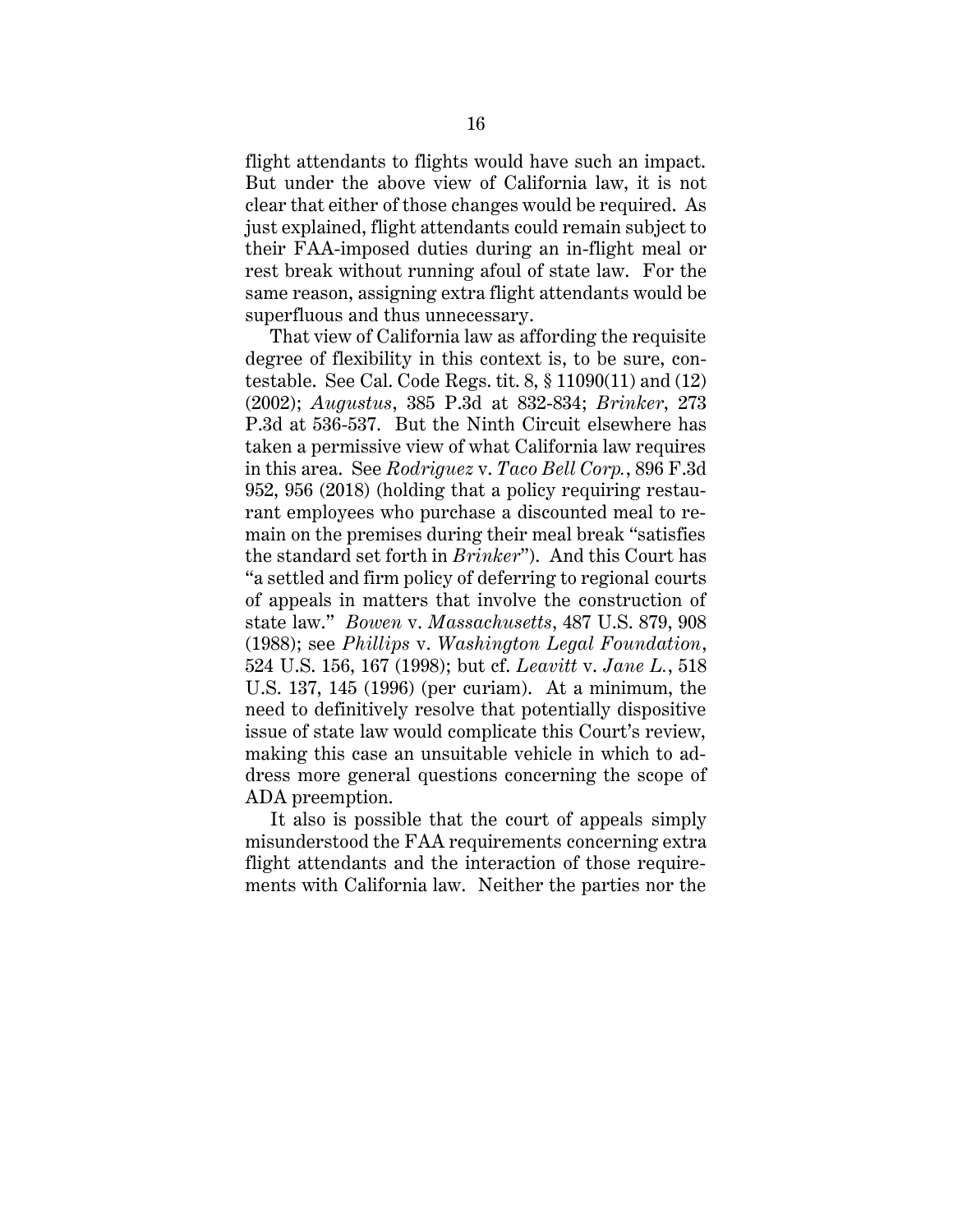flight attendants to flights would have such an impact. But under the above view of California law, it is not clear that either of those changes would be required. As just explained, flight attendants could remain subject to their FAA-imposed duties during an in-flight meal or rest break without running afoul of state law. For the same reason, assigning extra flight attendants would be superfluous and thus unnecessary.

That view of California law as affording the requisite degree of flexibility in this context is, to be sure, contestable. See Cal. Code Regs. tit. 8, § 11090(11) and (12) (2002); *Augustus*, 385 P.3d at 832-834; *Brinker*, 273 P.3d at 536-537. But the Ninth Circuit elsewhere has taken a permissive view of what California law requires in this area. See *Rodriguez* v. *Taco Bell Corp.*, 896 F.3d 952, 956 (2018) (holding that a policy requiring restaurant employees who purchase a discounted meal to remain on the premises during their meal break "satisfies the standard set forth in *Brinker*"). And this Court has "a settled and firm policy of deferring to regional courts of appeals in matters that involve the construction of state law." *Bowen* v. *Massachusetts*, 487 U.S. 879, 908 (1988); see *Phillips* v. *Washington Legal Foundation*, 524 U.S. 156, 167 (1998); but cf. *Leavitt* v. *Jane L.*, 518 U.S. 137, 145 (1996) (per curiam). At a minimum, the need to definitively resolve that potentially dispositive issue of state law would complicate this Court's review, making this case an unsuitable vehicle in which to address more general questions concerning the scope of ADA preemption.

It also is possible that the court of appeals simply misunderstood the FAA requirements concerning extra flight attendants and the interaction of those requirements with California law. Neither the parties nor the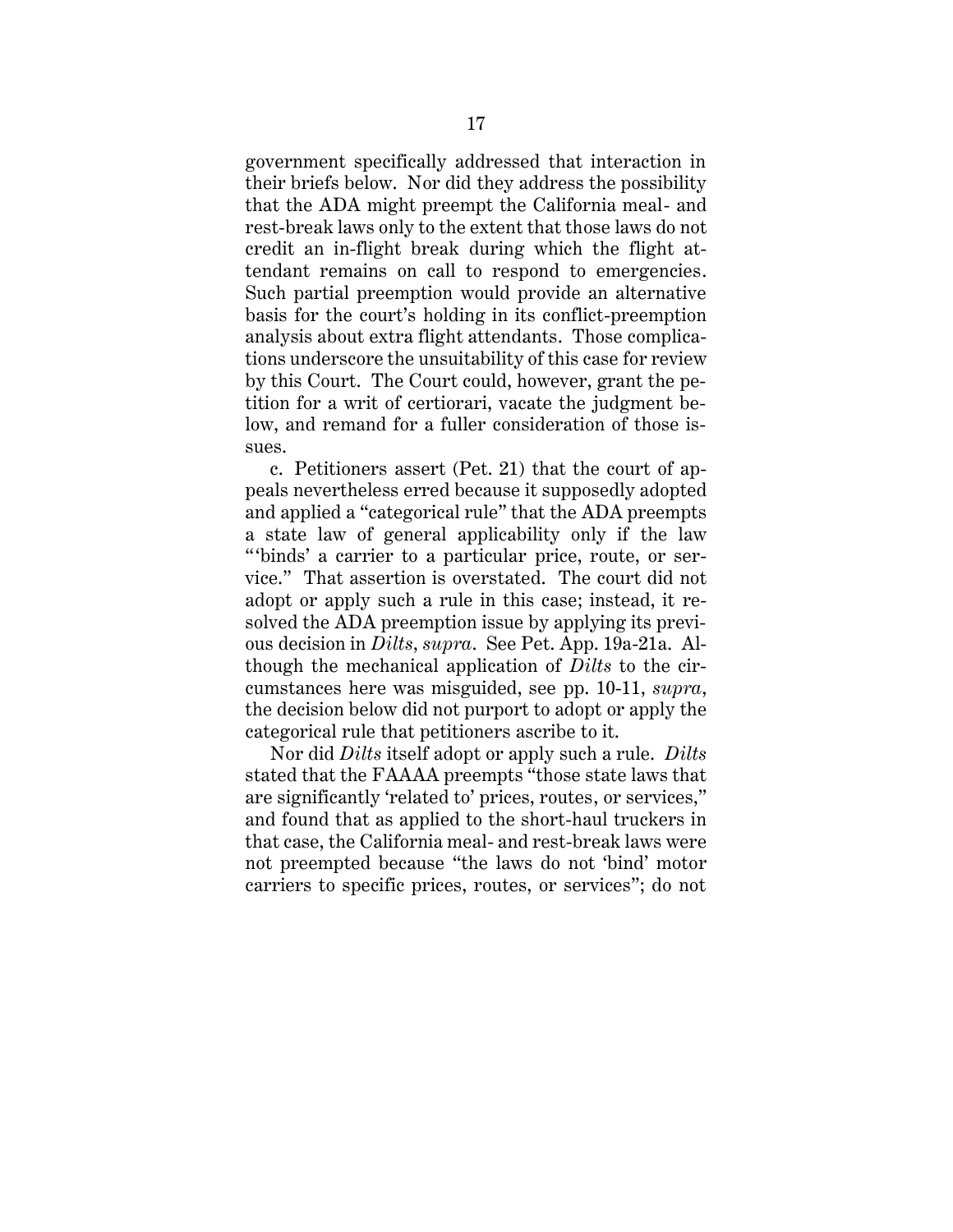government specifically addressed that interaction in their briefs below. Nor did they address the possibility that the ADA might preempt the California meal- and rest-break laws only to the extent that those laws do not credit an in-flight break during which the flight attendant remains on call to respond to emergencies. Such partial preemption would provide an alternative basis for the court's holding in its conflict-preemption analysis about extra flight attendants. Those complications underscore the unsuitability of this case for review by this Court. The Court could, however, grant the petition for a writ of certiorari, vacate the judgment below, and remand for a fuller consideration of those issues.

c. Petitioners assert (Pet. 21) that the court of appeals nevertheless erred because it supposedly adopted and applied a "categorical rule" that the ADA preempts a state law of general applicability only if the law "'binds' a carrier to a particular price, route, or service." That assertion is overstated. The court did not adopt or apply such a rule in this case; instead, it resolved the ADA preemption issue by applying its previous decision in *Dilts*, *supra*. See Pet. App. 19a-21a. Although the mechanical application of *Dilts* to the circumstances here was misguided, see pp. 10-11, *supra*, the decision below did not purport to adopt or apply the categorical rule that petitioners ascribe to it.

Nor did *Dilts* itself adopt or apply such a rule. *Dilts* stated that the FAAAA preempts "those state laws that are significantly 'related to' prices, routes, or services," and found that as applied to the short-haul truckers in that case, the California meal- and rest-break laws were not preempted because "the laws do not 'bind' motor carriers to specific prices, routes, or services"; do not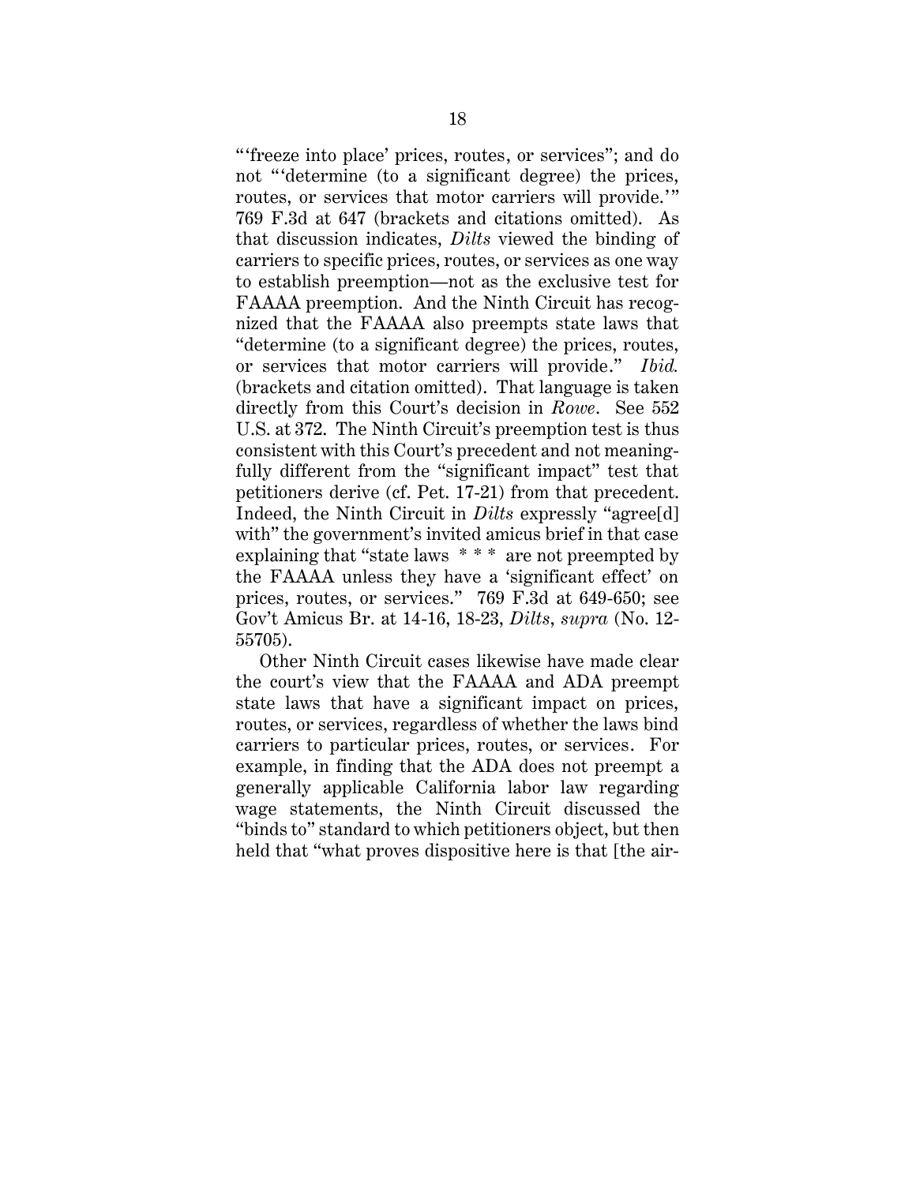"'freeze into place' prices, routes, or services"; and do not "'determine (to a significant degree) the prices, routes, or services that motor carriers will provide.'" 769 F.3d at 647 (brackets and citations omitted). As that discussion indicates, *Dilts* viewed the binding of carriers to specific prices, routes, or services as one way to establish preemption—not as the exclusive test for FAAAA preemption. And the Ninth Circuit has recognized that the FAAAA also preempts state laws that "determine (to a significant degree) the prices, routes, or services that motor carriers will provide." *Ibid.* (brackets and citation omitted). That language is taken directly from this Court's decision in *Rowe*. See 552 U.S. at 372. The Ninth Circuit's preemption test is thus consistent with this Court's precedent and not meaningfully different from the "significant impact" test that petitioners derive (cf. Pet. 17-21) from that precedent. Indeed, the Ninth Circuit in *Dilts* expressly "agree[d] with" the government's invited amicus brief in that case explaining that "state laws * * * are not preempted by the FAAAA unless they have a 'significant effect' on prices, routes, or services." 769 F.3d at 649-650; see Gov't Amicus Br. at 14-16, 18-23, *Dilts*, *supra* (No. 12-55705).

Other Ninth Circuit cases likewise have made clear the court's view that the FAAAA and ADA preempt state laws that have a significant impact on prices, routes, or services, regardless of whether the laws bind carriers to particular prices, routes, or services. For example, in finding that the ADA does not preempt a generally applicable California labor law regarding wage statements, the Ninth Circuit discussed the "binds to" standard to which petitioners object, but then held that "what proves dispositive here is that [the air-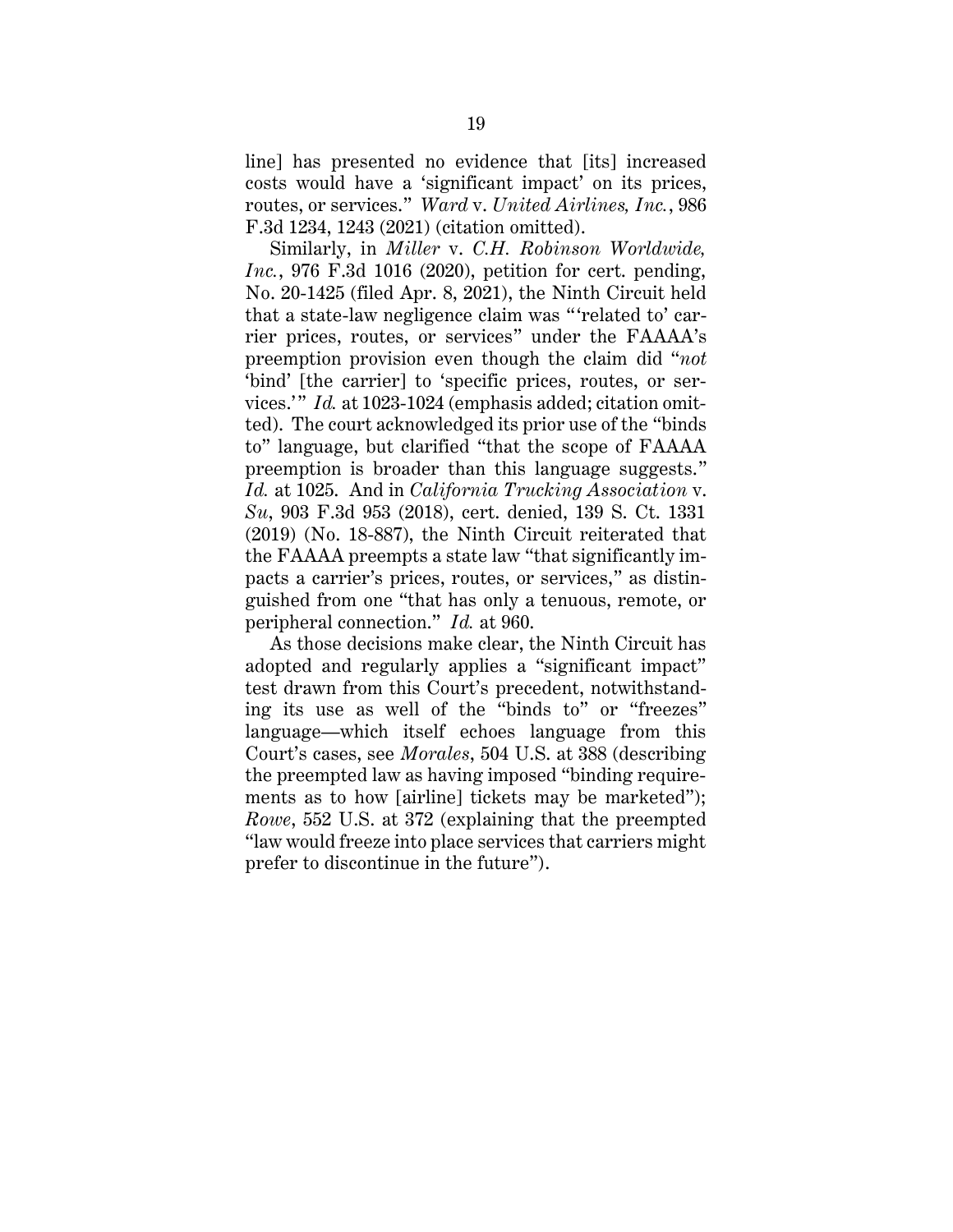line] has presented no evidence that [its] increased costs would have a 'significant impact' on its prices, routes, or services." *Ward* v. *United Airlines, Inc.*, 986 F.3d 1234, 1243 (2021) (citation omitted).

Similarly, in *Miller* v. *C.H. Robinson Worldwide, Inc.*, 976 F.3d 1016 (2020), petition for cert. pending, No. 20-1425 (filed Apr. 8, 2021), the Ninth Circuit held that a state-law negligence claim was "'related to' carrier prices, routes, or services" under the FAAAA's preemption provision even though the claim did "*not* 'bind' [the carrier] to 'specific prices, routes, or services.'" *Id.* at 1023-1024 (emphasis added; citation omitted). The court acknowledged its prior use of the "binds to" language, but clarified "that the scope of FAAAA preemption is broader than this language suggests." *Id.* at 1025. And in *California Trucking Association* v. *Su*, 903 F.3d 953 (2018), cert. denied, 139 S. Ct. 1331 (2019) (No. 18-887), the Ninth Circuit reiterated that the FAAAA preempts a state law "that significantly impacts a carrier's prices, routes, or services," as distinguished from one "that has only a tenuous, remote, or peripheral connection." *Id.* at 960.

As those decisions make clear, the Ninth Circuit has adopted and regularly applies a "significant impact" test drawn from this Court's precedent, notwithstanding its use as well of the "binds to" or "freezes" language—which itself echoes language from this Court's cases, see *Morales*, 504 U.S. at 388 (describing the preempted law as having imposed "binding requirements as to how [airline] tickets may be marketed"); *Rowe*, 552 U.S. at 372 (explaining that the preempted "law would freeze into place services that carriers might prefer to discontinue in the future").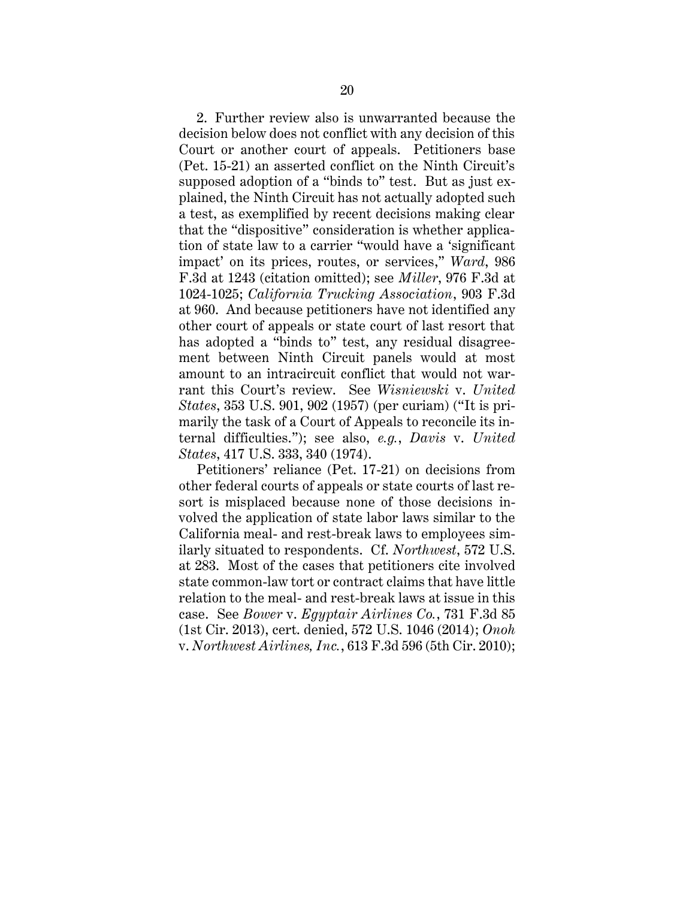2. Further review also is unwarranted because the decision below does not conflict with any decision of this Court or another court of appeals. Petitioners base (Pet. 15-21) an asserted conflict on the Ninth Circuit's supposed adoption of a "binds to" test. But as just explained, the Ninth Circuit has not actually adopted such a test, as exemplified by recent decisions making clear that the "dispositive" consideration is whether application of state law to a carrier "would have a 'significant impact' on its prices, routes, or services," *Ward*, 986 F.3d at 1243 (citation omitted); see *Miller*, 976 F.3d at 1024-1025; *California Trucking Association*, 903 F.3d at 960. And because petitioners have not identified any other court of appeals or state court of last resort that has adopted a "binds to" test, any residual disagreement between Ninth Circuit panels would at most amount to an intracircuit conflict that would not warrant this Court's review. See *Wisniewski* v. *United States*, 353 U.S. 901, 902 (1957) (per curiam) ("It is primarily the task of a Court of Appeals to reconcile its internal difficulties."); see also, *e.g.*, *Davis* v. *United States*, 417 U.S. 333, 340 (1974).

Petitioners' reliance (Pet. 17-21) on decisions from other federal courts of appeals or state courts of last resort is misplaced because none of those decisions involved the application of state labor laws similar to the California meal- and rest-break laws to employees similarly situated to respondents. Cf. *Northwest*, 572 U.S. at 283. Most of the cases that petitioners cite involved state common-law tort or contract claims that have little relation to the meal- and rest-break laws at issue in this case. See *Bower* v. *Egyptair Airlines Co.*, 731 F.3d 85 (1st Cir. 2013), cert. denied, 572 U.S. 1046 (2014); *Onoh* v. *Northwest Airlines, Inc.*, 613 F.3d 596 (5th Cir. 2010);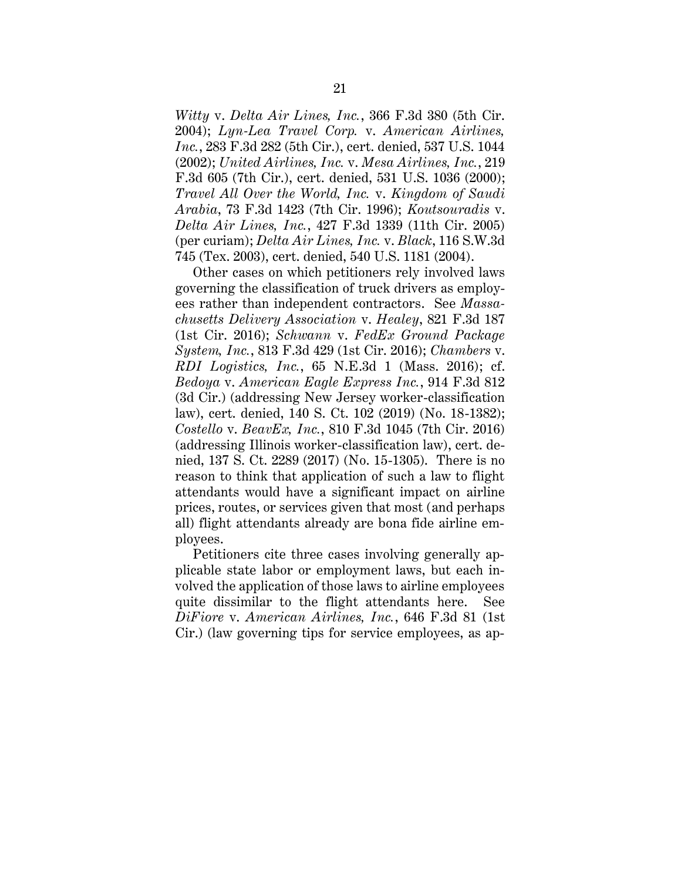*Witty* v. *Delta Air Lines, Inc.*, 366 F.3d 380 (5th Cir. 2004); *Lyn-Lea Travel Corp.* v. *American Airlines, Inc.*, 283 F.3d 282 (5th Cir.), cert. denied, 537 U.S. 1044 (2002); *United Airlines, Inc.* v. *Mesa Airlines, Inc.*, 219 F.3d 605 (7th Cir.), cert. denied, 531 U.S. 1036 (2000); *Travel All Over the World, Inc.* v. *Kingdom of Saudi Arabia*, 73 F.3d 1423 (7th Cir. 1996); *Koutsouradis* v. *Delta Air Lines, Inc.*, 427 F.3d 1339 (11th Cir. 2005) (per curiam); *Delta Air Lines, Inc.* v. *Black*, 116 S.W.3d 745 (Tex. 2003), cert. denied, 540 U.S. 1181 (2004).

Other cases on which petitioners rely involved laws governing the classification of truck drivers as employees rather than independent contractors. See *Massachusetts Delivery Association* v. *Healey*, 821 F.3d 187 (1st Cir. 2016); *Schwann* v. *FedEx Ground Package System, Inc.*, 813 F.3d 429 (1st Cir. 2016); *Chambers* v. *RDI Logistics, Inc.*, 65 N.E.3d 1 (Mass. 2016); cf. *Bedoya* v. *American Eagle Express Inc.*, 914 F.3d 812 (3d Cir.) (addressing New Jersey worker-classification law), cert. denied, 140 S. Ct. 102 (2019) (No. 18-1382); *Costello* v. *BeavEx, Inc.*, 810 F.3d 1045 (7th Cir. 2016) (addressing Illinois worker-classification law), cert. denied, 137 S. Ct. 2289 (2017) (No. 15-1305). There is no reason to think that application of such a law to flight attendants would have a significant impact on airline prices, routes, or services given that most (and perhaps all) flight attendants already are bona fide airline employees.

Petitioners cite three cases involving generally applicable state labor or employment laws, but each involved the application of those laws to airline employees quite dissimilar to the flight attendants here. See *DiFiore* v. *American Airlines, Inc.*, 646 F.3d 81 (1st Cir.) (law governing tips for service employees, as ap-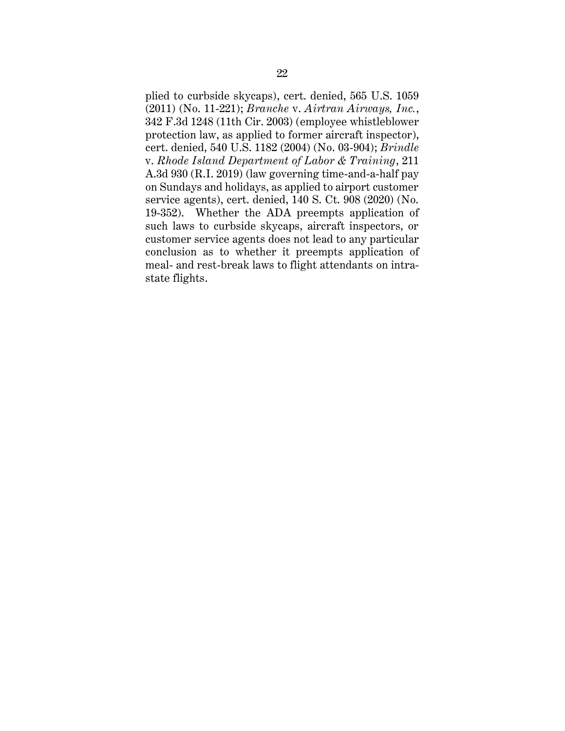plied to curbside skycaps), cert. denied, 565 U.S. 1059 (2011) (No. 11-221); *Branche* v. *Airtran Airways, Inc.*, 342 F.3d 1248 (11th Cir. 2003) (employee whistleblower protection law, as applied to former aircraft inspector), cert. denied, 540 U.S. 1182 (2004) (No. 03-904); *Brindle* v. *Rhode Island Department of Labor & Training*, 211 A.3d 930 (R.I. 2019) (law governing time-and-a-half pay on Sundays and holidays, as applied to airport customer service agents), cert. denied, 140 S. Ct. 908 (2020) (No. 19-352). Whether the ADA preempts application of such laws to curbside skycaps, aircraft inspectors, or customer service agents does not lead to any particular conclusion as to whether it preempts application of meal- and rest-break laws to flight attendants on intrastate flights.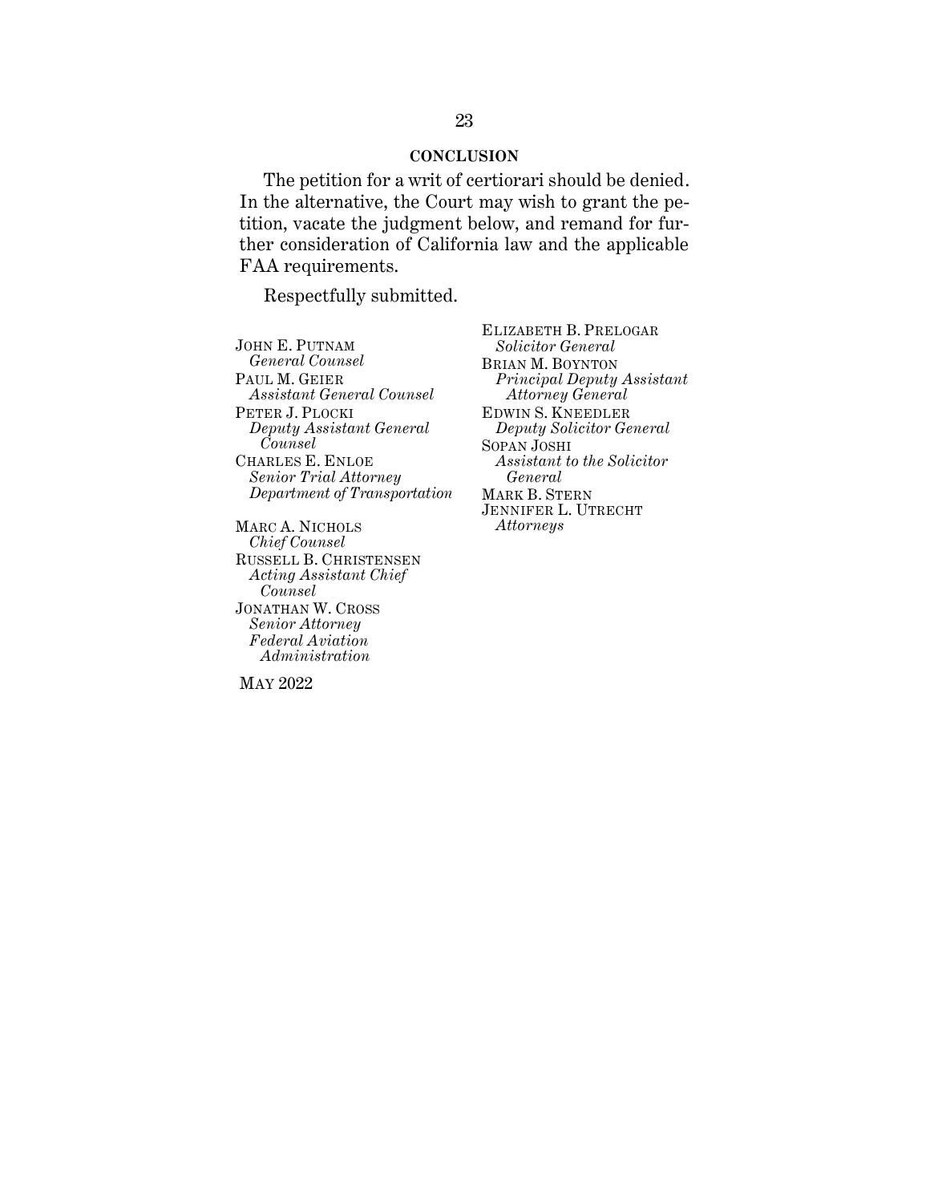## CONCLUSION

The petition for a writ of certiorari should be denied. In the alternative, the Court may wish to grant the petition, vacate the judgment below, and remand for further consideration of California law and the applicable FAA requirements.

Respectfully submitted.

ELIZABETH B. PRELOGAR
*Solicitor General*
BRIAN M. BOYNTON
*Principal Deputy Assistant Attorney General*
EDWIN S. KNEEDLER
*Deputy Solicitor General*
SOPAN JOSHI
*Assistant to the Solicitor General*
MARK B. STERN
JENNIFER L. UTRECHT
*Attorneys*

JOHN E. PUTNAM
*General Counsel*
PAUL M. GEIER
*Assistant General Counsel*
PETER J. PLOCKI
*Deputy Assistant General Counsel*
CHARLES E. ENLOE
*Senior Trial Attorney*
*Department of Transportation*

MARC A. NICHOLS
*Chief Counsel*
RUSSELL B. CHRISTENSEN
*Acting Assistant Chief Counsel*
JONATHAN W. CROSS
*Senior Attorney*
*Federal Aviation Administration*

MAY 2022